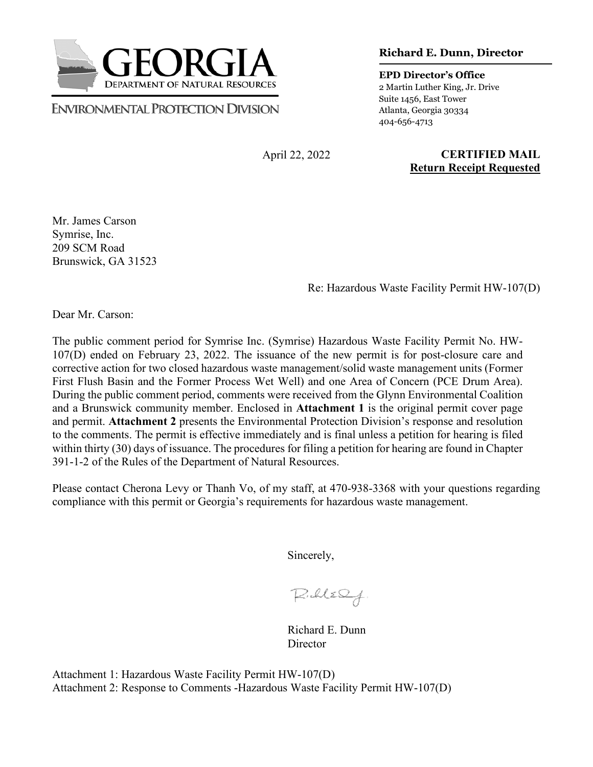**GEORGIA**
DEPARTMENT OF NATURAL RESOURCES

ENVIRONMENTAL PROTECTION DIVISION

**Richard E. Dunn, Director**

**EPD Director's Office**
2 Martin Luther King, Jr. Drive
Suite 1456, East Tower
Atlanta, Georgia 30334
404-656-4713

April 22, 2022

**CERTIFIED MAIL**
**Return Receipt Requested**

Mr. James Carson
Symrise, Inc.
209 SCM Road
Brunswick, GA 31523

Re: Hazardous Waste Facility Permit HW-107(D)

Dear Mr. Carson:

The public comment period for Symrise Inc. (Symrise) Hazardous Waste Facility Permit No. HW-107(D) ended on February 23, 2022. The issuance of the new permit is for post-closure care and corrective action for two closed hazardous waste management/solid waste management units (Former First Flush Basin and the Former Process Wet Well) and one Area of Concern (PCE Drum Area). During the public comment period, comments were received from the Glynn Environmental Coalition and a Brunswick community member. Enclosed in **Attachment 1** is the original permit cover page and permit. **Attachment 2** presents the Environmental Protection Division's response and resolution to the comments. The permit is effective immediately and is final unless a petition for hearing is filed within thirty (30) days of issuance. The procedures for filing a petition for hearing are found in Chapter 391-1-2 of the Rules of the Department of Natural Resources.

Please contact Cherona Levy or Thanh Vo, of my staff, at 470-938-3368 with your questions regarding compliance with this permit or Georgia's requirements for hazardous waste management.

Sincerely,

Richard E. Dunn
Director

Attachment 1: Hazardous Waste Facility Permit HW-107(D)
Attachment 2: Response to Comments -Hazardous Waste Facility Permit HW-107(D)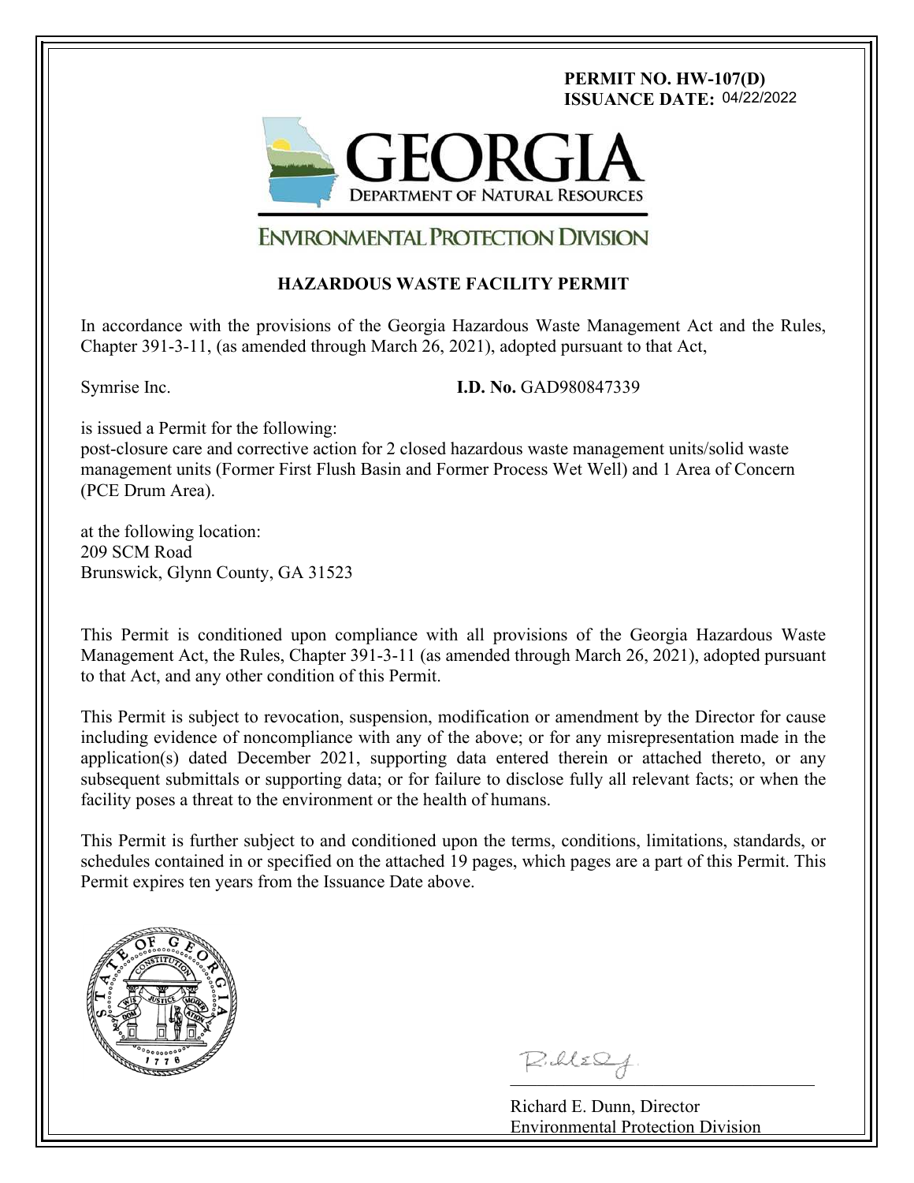**PERMIT NO. HW-107(D)**
**ISSUANCE DATE:** 04/22/2022

GEORGIA
DEPARTMENT OF NATURAL RESOURCES

ENVIRONMENTAL PROTECTION DIVISION

## HAZARDOUS WASTE FACILITY PERMIT

In accordance with the provisions of the Georgia Hazardous Waste Management Act and the Rules, Chapter 391-3-11, (as amended through March 26, 2021), adopted pursuant to that Act,

Symrise Inc. **I.D. No.** GAD980847339

is issued a Permit for the following:
post-closure care and corrective action for 2 closed hazardous waste management units/solid waste management units (Former First Flush Basin and Former Process Wet Well) and 1 Area of Concern (PCE Drum Area).

at the following location:
209 SCM Road
Brunswick, Glynn County, GA 31523

This Permit is conditioned upon compliance with all provisions of the Georgia Hazardous Waste Management Act, the Rules, Chapter 391-3-11 (as amended through March 26, 2021), adopted pursuant to that Act, and any other condition of this Permit.

This Permit is subject to revocation, suspension, modification or amendment by the Director for cause including evidence of noncompliance with any of the above; or for any misrepresentation made in the application(s) dated December 2021, supporting data entered therein or attached thereto, or any subsequent submittals or supporting data; or for failure to disclose fully all relevant facts; or when the facility poses a threat to the environment or the health of humans.

This Permit is further subject to and conditioned upon the terms, conditions, limitations, standards, or schedules contained in or specified on the attached 19 pages, which pages are a part of this Permit. This Permit expires ten years from the Issuance Date above.

Richard E. Dunn, Director
Environmental Protection Division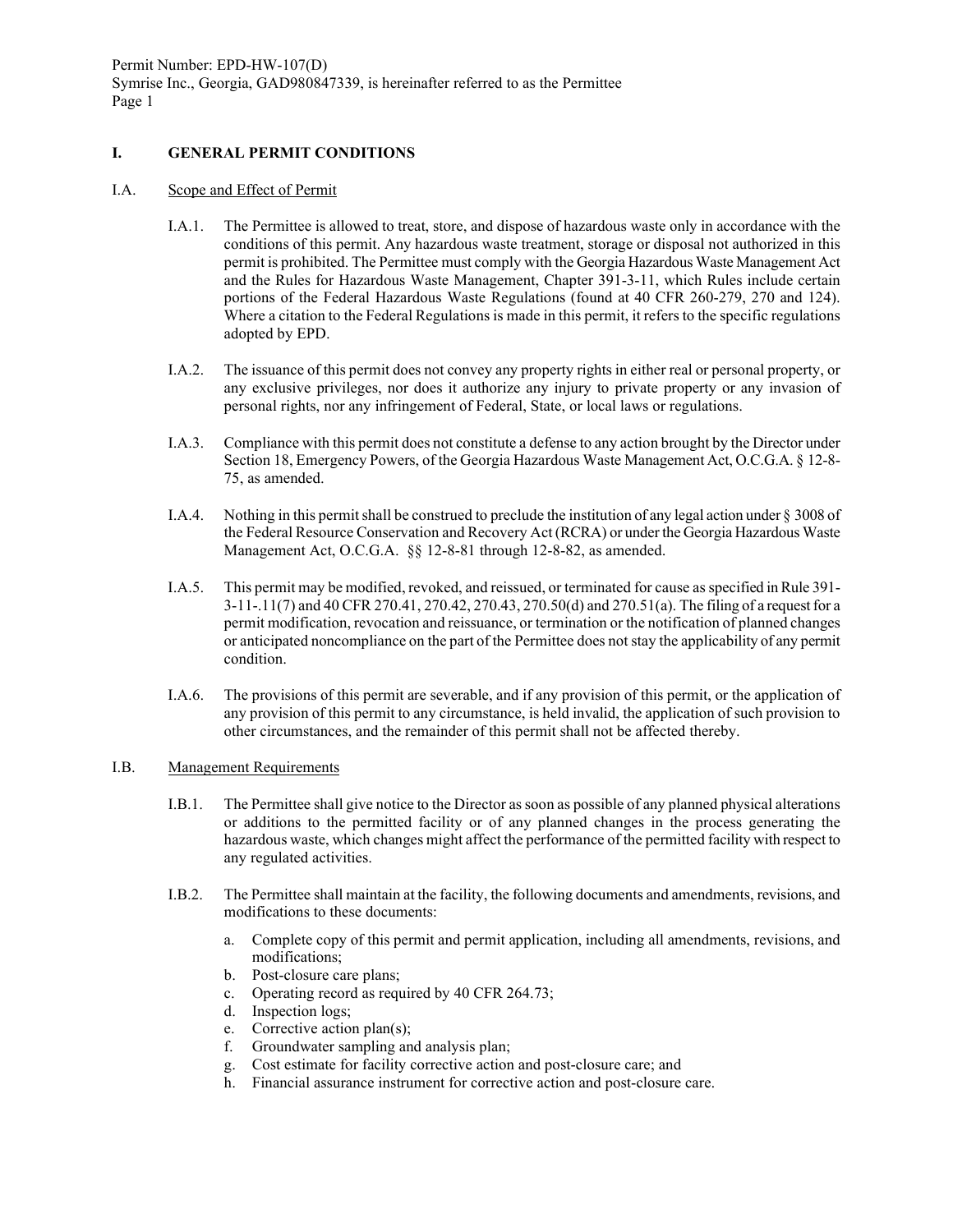## I. GENERAL PERMIT CONDITIONS

### I.A. Scope and Effect of Permit

I.A.1. The Permittee is allowed to treat, store, and dispose of hazardous waste only in accordance with the conditions of this permit. Any hazardous waste treatment, storage or disposal not authorized in this permit is prohibited. The Permittee must comply with the Georgia Hazardous Waste Management Act and the Rules for Hazardous Waste Management, Chapter 391-3-11, which Rules include certain portions of the Federal Hazardous Waste Regulations (found at 40 CFR 260-279, 270 and 124). Where a citation to the Federal Regulations is made in this permit, it refers to the specific regulations adopted by EPD.

I.A.2. The issuance of this permit does not convey any property rights in either real or personal property, or any exclusive privileges, nor does it authorize any injury to private property or any invasion of personal rights, nor any infringement of Federal, State, or local laws or regulations.

I.A.3. Compliance with this permit does not constitute a defense to any action brought by the Director under Section 18, Emergency Powers, of the Georgia Hazardous Waste Management Act, O.C.G.A. § 12-8-75, as amended.

I.A.4. Nothing in this permit shall be construed to preclude the institution of any legal action under § 3008 of the Federal Resource Conservation and Recovery Act (RCRA) or under the Georgia Hazardous Waste Management Act, O.C.G.A. §§ 12-8-81 through 12-8-82, as amended.

I.A.5. This permit may be modified, revoked, and reissued, or terminated for cause as specified in Rule 391-3-11-.11(7) and 40 CFR 270.41, 270.42, 270.43, 270.50(d) and 270.51(a). The filing of a request for a permit modification, revocation and reissuance, or termination or the notification of planned changes or anticipated noncompliance on the part of the Permittee does not stay the applicability of any permit condition.

I.A.6. The provisions of this permit are severable, and if any provision of this permit, or the application of any provision of this permit to any circumstance, is held invalid, the application of such provision to other circumstances, and the remainder of this permit shall not be affected thereby.

### I.B. Management Requirements

I.B.1. The Permittee shall give notice to the Director as soon as possible of any planned physical alterations or additions to the permitted facility or of any planned changes in the process generating the hazardous waste, which changes might affect the performance of the permitted facility with respect to any regulated activities.

I.B.2. The Permittee shall maintain at the facility, the following documents and amendments, revisions, and modifications to these documents:

a. Complete copy of this permit and permit application, including all amendments, revisions, and modifications;
b. Post-closure care plans;
c. Operating record as required by 40 CFR 264.73;
d. Inspection logs;
e. Corrective action plan(s);
f. Groundwater sampling and analysis plan;
g. Cost estimate for facility corrective action and post-closure care; and
h. Financial assurance instrument for corrective action and post-closure care.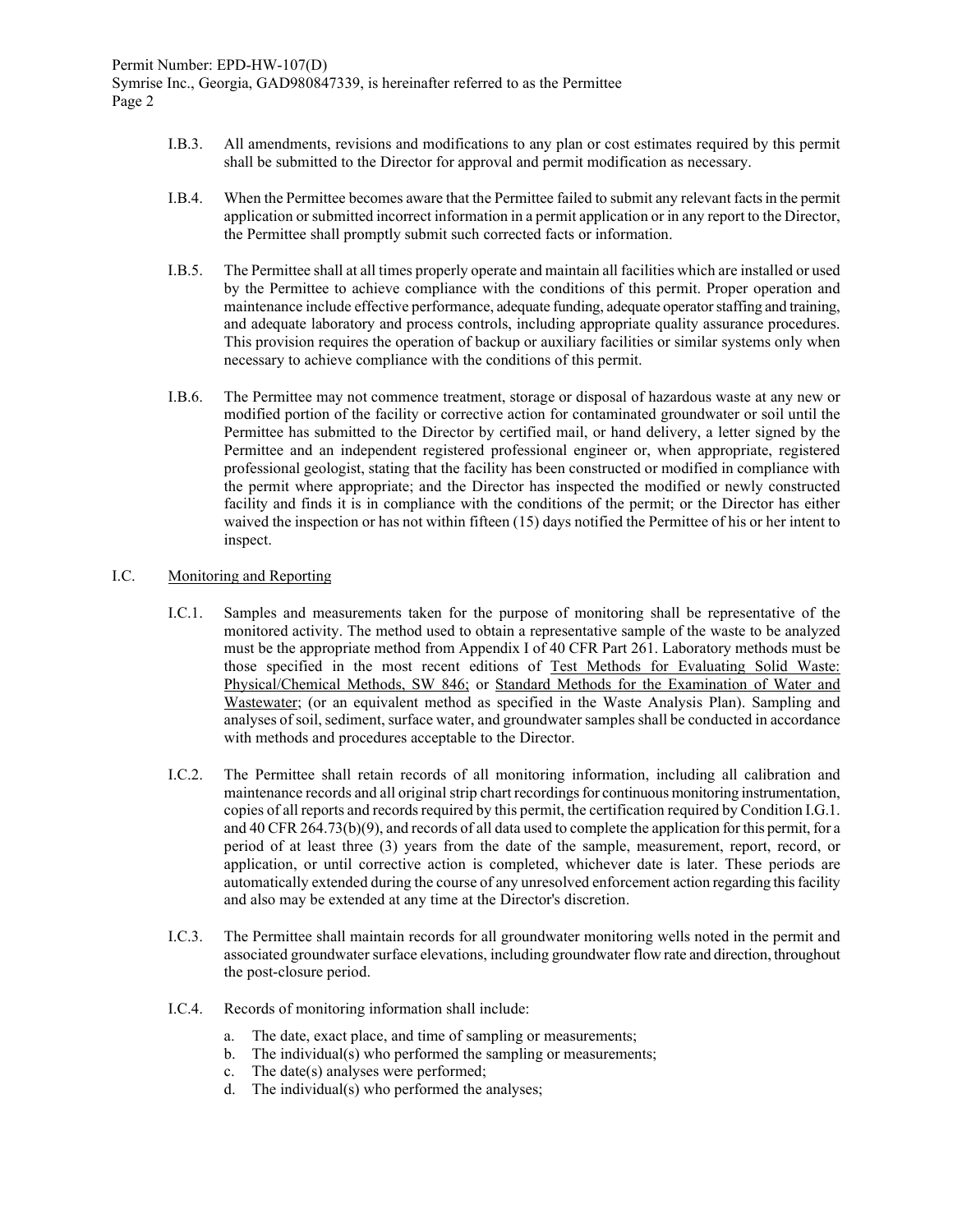I.B.3. All amendments, revisions and modifications to any plan or cost estimates required by this permit shall be submitted to the Director for approval and permit modification as necessary.

I.B.4. When the Permittee becomes aware that the Permittee failed to submit any relevant facts in the permit application or submitted incorrect information in a permit application or in any report to the Director, the Permittee shall promptly submit such corrected facts or information.

I.B.5. The Permittee shall at all times properly operate and maintain all facilities which are installed or used by the Permittee to achieve compliance with the conditions of this permit. Proper operation and maintenance include effective performance, adequate funding, adequate operator staffing and training, and adequate laboratory and process controls, including appropriate quality assurance procedures. This provision requires the operation of backup or auxiliary facilities or similar systems only when necessary to achieve compliance with the conditions of this permit.

I.B.6. The Permittee may not commence treatment, storage or disposal of hazardous waste at any new or modified portion of the facility or corrective action for contaminated groundwater or soil until the Permittee has submitted to the Director by certified mail, or hand delivery, a letter signed by the Permittee and an independent registered professional engineer or, when appropriate, registered professional geologist, stating that the facility has been constructed or modified in compliance with the permit where appropriate; and the Director has inspected the modified or newly constructed facility and finds it is in compliance with the conditions of the permit; or the Director has either waived the inspection or has not within fifteen (15) days notified the Permittee of his or her intent to inspect.

## I.C. Monitoring and Reporting

I.C.1. Samples and measurements taken for the purpose of monitoring shall be representative of the monitored activity. The method used to obtain a representative sample of the waste to be analyzed must be the appropriate method from Appendix I of 40 CFR Part 261. Laboratory methods must be those specified in the most recent editions of Test Methods for Evaluating Solid Waste: Physical/Chemical Methods, SW 846; or Standard Methods for the Examination of Water and Wastewater; (or an equivalent method as specified in the Waste Analysis Plan). Sampling and analyses of soil, sediment, surface water, and groundwater samples shall be conducted in accordance with methods and procedures acceptable to the Director.

I.C.2. The Permittee shall retain records of all monitoring information, including all calibration and maintenance records and all original strip chart recordings for continuous monitoring instrumentation, copies of all reports and records required by this permit, the certification required by Condition I.G.1. and 40 CFR 264.73(b)(9), and records of all data used to complete the application for this permit, for a period of at least three (3) years from the date of the sample, measurement, report, record, or application, or until corrective action is completed, whichever date is later. These periods are automatically extended during the course of any unresolved enforcement action regarding this facility and also may be extended at any time at the Director's discretion.

I.C.3. The Permittee shall maintain records for all groundwater monitoring wells noted in the permit and associated groundwater surface elevations, including groundwater flow rate and direction, throughout the post-closure period.

I.C.4. Records of monitoring information shall include:

a. The date, exact place, and time of sampling or measurements;
b. The individual(s) who performed the sampling or measurements;
c. The date(s) analyses were performed;
d. The individual(s) who performed the analyses;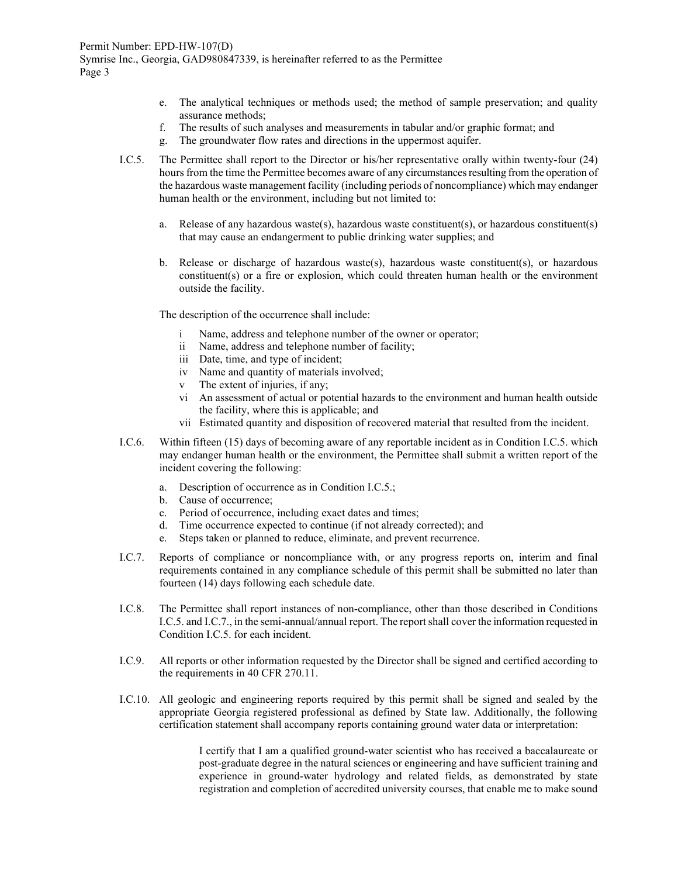e. The analytical techniques or methods used; the method of sample preservation; and quality assurance methods;
f. The results of such analyses and measurements in tabular and/or graphic format; and
g. The groundwater flow rates and directions in the uppermost aquifer.

I.C.5. The Permittee shall report to the Director or his/her representative orally within twenty-four (24) hours from the time the Permittee becomes aware of any circumstances resulting from the operation of the hazardous waste management facility (including periods of noncompliance) which may endanger human health or the environment, including but not limited to:

a. Release of any hazardous waste(s), hazardous waste constituent(s), or hazardous constituent(s) that may cause an endangerment to public drinking water supplies; and

b. Release or discharge of hazardous waste(s), hazardous waste constituent(s), or hazardous constituent(s) or a fire or explosion, which could threaten human health or the environment outside the facility.

The description of the occurrence shall include:

i Name, address and telephone number of the owner or operator;
ii Name, address and telephone number of facility;
iii Date, time, and type of incident;
iv Name and quantity of materials involved;
v The extent of injuries, if any;
vi An assessment of actual or potential hazards to the environment and human health outside the facility, where this is applicable; and
vii Estimated quantity and disposition of recovered material that resulted from the incident.

I.C.6. Within fifteen (15) days of becoming aware of any reportable incident as in Condition I.C.5. which may endanger human health or the environment, the Permittee shall submit a written report of the incident covering the following:

a. Description of occurrence as in Condition I.C.5.;
b. Cause of occurrence;
c. Period of occurrence, including exact dates and times;
d. Time occurrence expected to continue (if not already corrected); and
e. Steps taken or planned to reduce, eliminate, and prevent recurrence.

I.C.7. Reports of compliance or noncompliance with, or any progress reports on, interim and final requirements contained in any compliance schedule of this permit shall be submitted no later than fourteen (14) days following each schedule date.

I.C.8. The Permittee shall report instances of non-compliance, other than those described in Conditions I.C.5. and I.C.7., in the semi-annual/annual report. The report shall cover the information requested in Condition I.C.5. for each incident.

I.C.9. All reports or other information requested by the Director shall be signed and certified according to the requirements in 40 CFR 270.11.

I.C.10. All geologic and engineering reports required by this permit shall be signed and sealed by the appropriate Georgia registered professional as defined by State law. Additionally, the following certification statement shall accompany reports containing ground water data or interpretation:

> I certify that I am a qualified ground-water scientist who has received a baccalaureate or post-graduate degree in the natural sciences or engineering and have sufficient training and experience in ground-water hydrology and related fields, as demonstrated by state registration and completion of accredited university courses, that enable me to make sound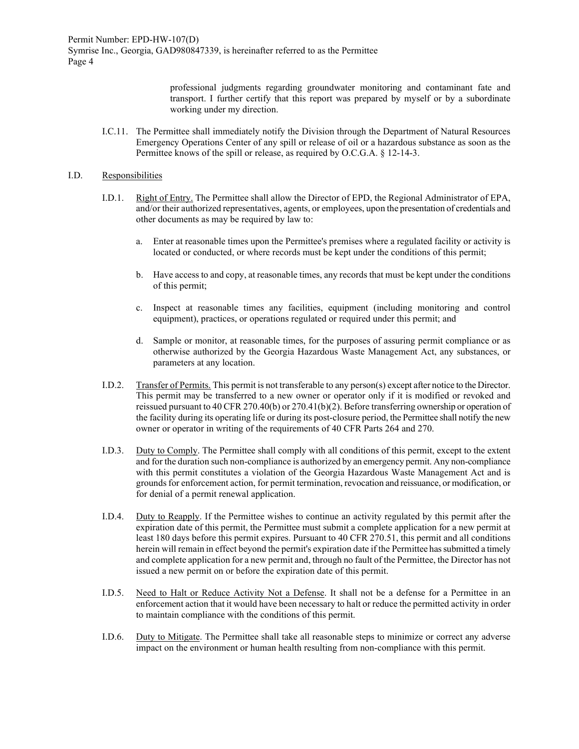professional judgments regarding groundwater monitoring and contaminant fate and transport. I further certify that this report was prepared by myself or by a subordinate working under my direction.

I.C.11. The Permittee shall immediately notify the Division through the Department of Natural Resources Emergency Operations Center of any spill or release of oil or a hazardous substance as soon as the Permittee knows of the spill or release, as required by O.C.G.A. § 12-14-3.

## I.D. Responsibilities

I.D.1. Right of Entry. The Permittee shall allow the Director of EPD, the Regional Administrator of EPA, and/or their authorized representatives, agents, or employees, upon the presentation of credentials and other documents as may be required by law to:

a. Enter at reasonable times upon the Permittee's premises where a regulated facility or activity is located or conducted, or where records must be kept under the conditions of this permit;

b. Have access to and copy, at reasonable times, any records that must be kept under the conditions of this permit;

c. Inspect at reasonable times any facilities, equipment (including monitoring and control equipment), practices, or operations regulated or required under this permit; and

d. Sample or monitor, at reasonable times, for the purposes of assuring permit compliance or as otherwise authorized by the Georgia Hazardous Waste Management Act, any substances, or parameters at any location.

I.D.2. Transfer of Permits. This permit is not transferable to any person(s) except after notice to the Director. This permit may be transferred to a new owner or operator only if it is modified or revoked and reissued pursuant to 40 CFR 270.40(b) or 270.41(b)(2). Before transferring ownership or operation of the facility during its operating life or during its post-closure period, the Permittee shall notify the new owner or operator in writing of the requirements of 40 CFR Parts 264 and 270.

I.D.3. Duty to Comply. The Permittee shall comply with all conditions of this permit, except to the extent and for the duration such non-compliance is authorized by an emergency permit. Any non-compliance with this permit constitutes a violation of the Georgia Hazardous Waste Management Act and is grounds for enforcement action, for permit termination, revocation and reissuance, or modification, or for denial of a permit renewal application.

I.D.4. Duty to Reapply. If the Permittee wishes to continue an activity regulated by this permit after the expiration date of this permit, the Permittee must submit a complete application for a new permit at least 180 days before this permit expires. Pursuant to 40 CFR 270.51, this permit and all conditions herein will remain in effect beyond the permit's expiration date if the Permittee has submitted a timely and complete application for a new permit and, through no fault of the Permittee, the Director has not issued a new permit on or before the expiration date of this permit.

I.D.5. Need to Halt or Reduce Activity Not a Defense. It shall not be a defense for a Permittee in an enforcement action that it would have been necessary to halt or reduce the permitted activity in order to maintain compliance with the conditions of this permit.

I.D.6. Duty to Mitigate. The Permittee shall take all reasonable steps to minimize or correct any adverse impact on the environment or human health resulting from non-compliance with this permit.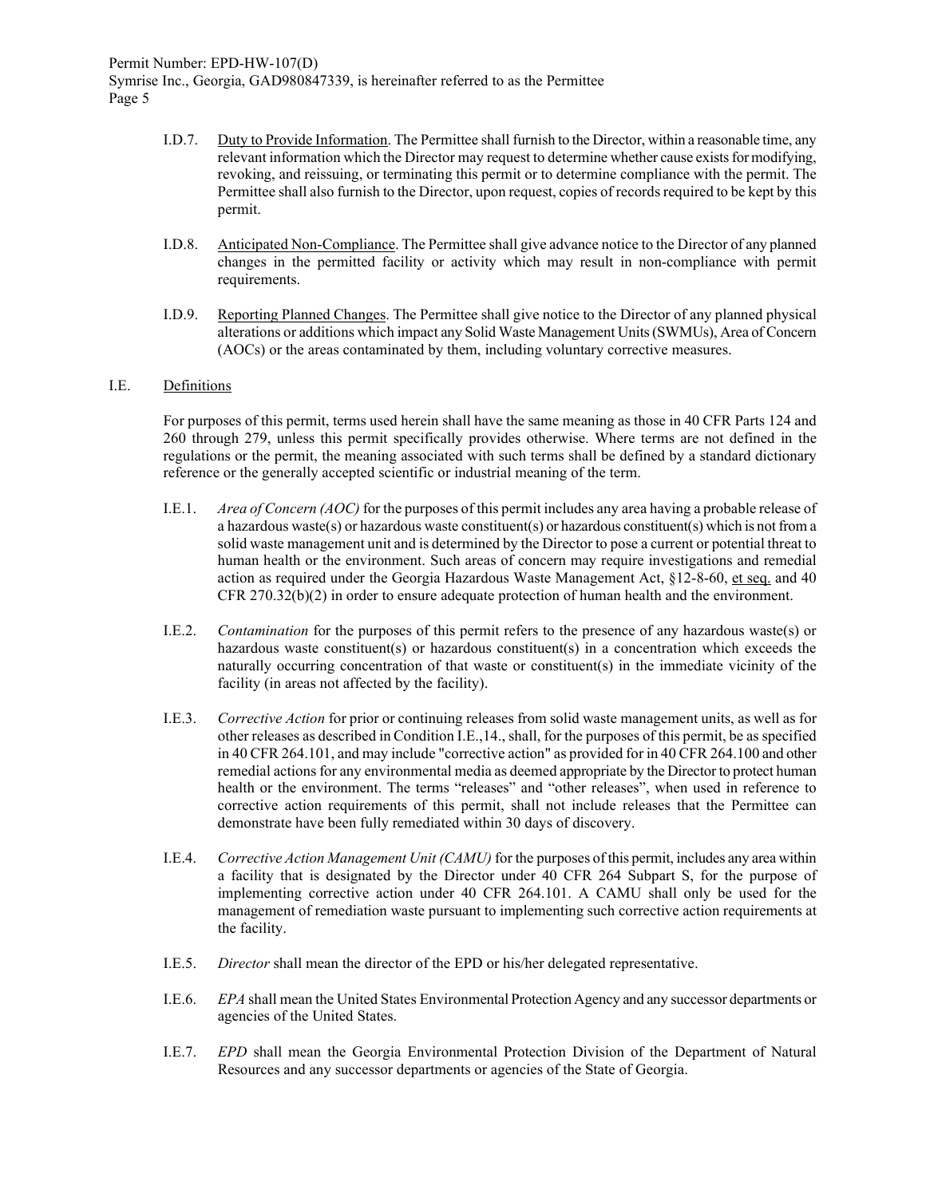I.D.7. Duty to Provide Information. The Permittee shall furnish to the Director, within a reasonable time, any relevant information which the Director may request to determine whether cause exists for modifying, revoking, and reissuing, or terminating this permit or to determine compliance with the permit. The Permittee shall also furnish to the Director, upon request, copies of records required to be kept by this permit.

I.D.8. Anticipated Non-Compliance. The Permittee shall give advance notice to the Director of any planned changes in the permitted facility or activity which may result in non-compliance with permit requirements.

I.D.9. Reporting Planned Changes. The Permittee shall give notice to the Director of any planned physical alterations or additions which impact any Solid Waste Management Units (SWMUs), Area of Concern (AOCs) or the areas contaminated by them, including voluntary corrective measures.

## I.E. Definitions

For purposes of this permit, terms used herein shall have the same meaning as those in 40 CFR Parts 124 and 260 through 279, unless this permit specifically provides otherwise. Where terms are not defined in the regulations or the permit, the meaning associated with such terms shall be defined by a standard dictionary reference or the generally accepted scientific or industrial meaning of the term.

I.E.1. *Area of Concern (AOC)* for the purposes of this permit includes any area having a probable release of a hazardous waste(s) or hazardous waste constituent(s) or hazardous constituent(s) which is not from a solid waste management unit and is determined by the Director to pose a current or potential threat to human health or the environment. Such areas of concern may require investigations and remedial action as required under the Georgia Hazardous Waste Management Act, §12-8-60, et seq. and 40 CFR 270.32(b)(2) in order to ensure adequate protection of human health and the environment.

I.E.2. *Contamination* for the purposes of this permit refers to the presence of any hazardous waste(s) or hazardous waste constituent(s) or hazardous constituent(s) in a concentration which exceeds the naturally occurring concentration of that waste or constituent(s) in the immediate vicinity of the facility (in areas not affected by the facility).

I.E.3. *Corrective Action* for prior or continuing releases from solid waste management units, as well as for other releases as described in Condition I.E.,14., shall, for the purposes of this permit, be as specified in 40 CFR 264.101, and may include "corrective action" as provided for in 40 CFR 264.100 and other remedial actions for any environmental media as deemed appropriate by the Director to protect human health or the environment. The terms "releases" and "other releases", when used in reference to corrective action requirements of this permit, shall not include releases that the Permittee can demonstrate have been fully remediated within 30 days of discovery.

I.E.4. *Corrective Action Management Unit (CAMU)* for the purposes of this permit, includes any area within a facility that is designated by the Director under 40 CFR 264 Subpart S, for the purpose of implementing corrective action under 40 CFR 264.101. A CAMU shall only be used for the management of remediation waste pursuant to implementing such corrective action requirements at the facility.

I.E.5. *Director* shall mean the director of the EPD or his/her delegated representative.

I.E.6. *EPA* shall mean the United States Environmental Protection Agency and any successor departments or agencies of the United States.

I.E.7. *EPD* shall mean the Georgia Environmental Protection Division of the Department of Natural Resources and any successor departments or agencies of the State of Georgia.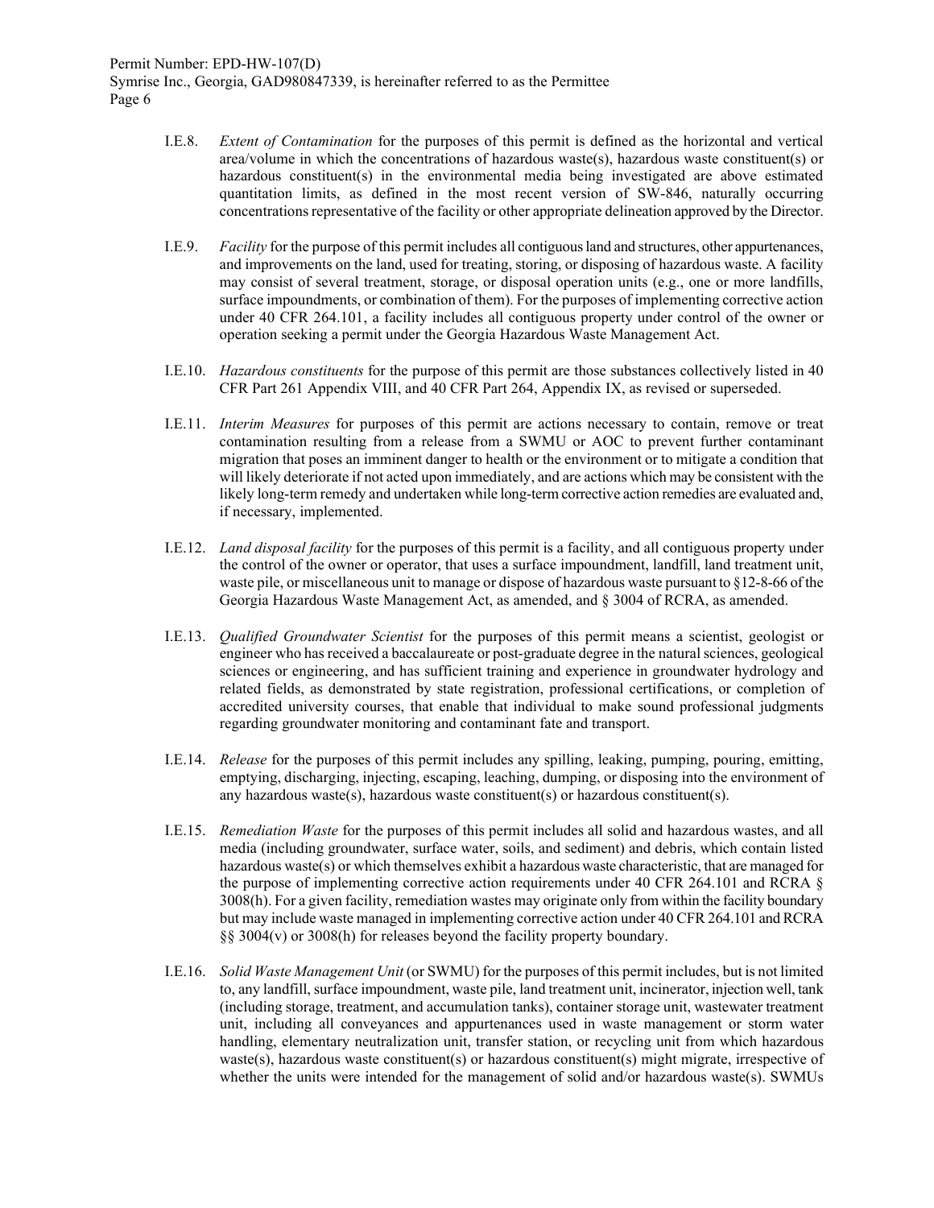I.E.8. *Extent of Contamination* for the purposes of this permit is defined as the horizontal and vertical area/volume in which the concentrations of hazardous waste(s), hazardous waste constituent(s) or hazardous constituent(s) in the environmental media being investigated are above estimated quantitation limits, as defined in the most recent version of SW-846, naturally occurring concentrations representative of the facility or other appropriate delineation approved by the Director.

I.E.9. *Facility* for the purpose of this permit includes all contiguous land and structures, other appurtenances, and improvements on the land, used for treating, storing, or disposing of hazardous waste. A facility may consist of several treatment, storage, or disposal operation units (e.g., one or more landfills, surface impoundments, or combination of them). For the purposes of implementing corrective action under 40 CFR 264.101, a facility includes all contiguous property under control of the owner or operation seeking a permit under the Georgia Hazardous Waste Management Act.

I.E.10. *Hazardous constituents* for the purpose of this permit are those substances collectively listed in 40 CFR Part 261 Appendix VIII, and 40 CFR Part 264, Appendix IX, as revised or superseded.

I.E.11. *Interim Measures* for purposes of this permit are actions necessary to contain, remove or treat contamination resulting from a release from a SWMU or AOC to prevent further contaminant migration that poses an imminent danger to health or the environment or to mitigate a condition that will likely deteriorate if not acted upon immediately, and are actions which may be consistent with the likely long-term remedy and undertaken while long-term corrective action remedies are evaluated and, if necessary, implemented.

I.E.12. *Land disposal facility* for the purposes of this permit is a facility, and all contiguous property under the control of the owner or operator, that uses a surface impoundment, landfill, land treatment unit, waste pile, or miscellaneous unit to manage or dispose of hazardous waste pursuant to §12-8-66 of the Georgia Hazardous Waste Management Act, as amended, and § 3004 of RCRA, as amended.

I.E.13. *Qualified Groundwater Scientist* for the purposes of this permit means a scientist, geologist or engineer who has received a baccalaureate or post-graduate degree in the natural sciences, geological sciences or engineering, and has sufficient training and experience in groundwater hydrology and related fields, as demonstrated by state registration, professional certifications, or completion of accredited university courses, that enable that individual to make sound professional judgments regarding groundwater monitoring and contaminant fate and transport.

I.E.14. *Release* for the purposes of this permit includes any spilling, leaking, pumping, pouring, emitting, emptying, discharging, injecting, escaping, leaching, dumping, or disposing into the environment of any hazardous waste(s), hazardous waste constituent(s) or hazardous constituent(s).

I.E.15. *Remediation Waste* for the purposes of this permit includes all solid and hazardous wastes, and all media (including groundwater, surface water, soils, and sediment) and debris, which contain listed hazardous waste(s) or which themselves exhibit a hazardous waste characteristic, that are managed for the purpose of implementing corrective action requirements under 40 CFR 264.101 and RCRA § 3008(h). For a given facility, remediation wastes may originate only from within the facility boundary but may include waste managed in implementing corrective action under 40 CFR 264.101 and RCRA §§ 3004(v) or 3008(h) for releases beyond the facility property boundary.

I.E.16. *Solid Waste Management Unit* (or SWMU) for the purposes of this permit includes, but is not limited to, any landfill, surface impoundment, waste pile, land treatment unit, incinerator, injection well, tank (including storage, treatment, and accumulation tanks), container storage unit, wastewater treatment unit, including all conveyances and appurtenances used in waste management or storm water handling, elementary neutralization unit, transfer station, or recycling unit from which hazardous waste(s), hazardous waste constituent(s) or hazardous constituent(s) might migrate, irrespective of whether the units were intended for the management of solid and/or hazardous waste(s). SWMUs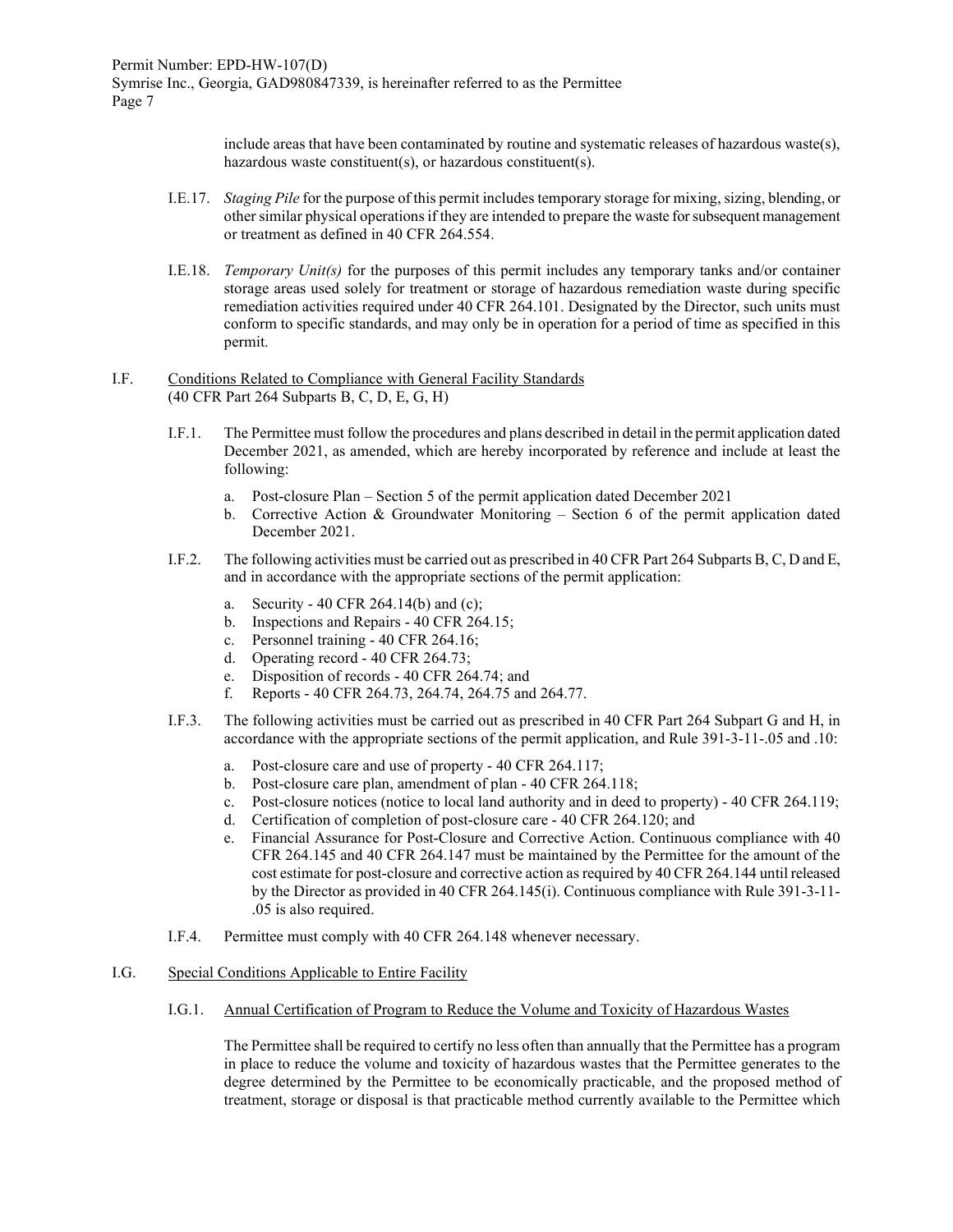include areas that have been contaminated by routine and systematic releases of hazardous waste(s), hazardous waste constituent(s), or hazardous constituent(s).

I.E.17. *Staging Pile* for the purpose of this permit includes temporary storage for mixing, sizing, blending, or other similar physical operations if they are intended to prepare the waste for subsequent management or treatment as defined in 40 CFR 264.554.

I.E.18. *Temporary Unit(s)* for the purposes of this permit includes any temporary tanks and/or container storage areas used solely for treatment or storage of hazardous remediation waste during specific remediation activities required under 40 CFR 264.101. Designated by the Director, such units must conform to specific standards, and may only be in operation for a period of time as specified in this permit.

## I.F. Conditions Related to Compliance with General Facility Standards (40 CFR Part 264 Subparts B, C, D, E, G, H)

I.F.1. The Permittee must follow the procedures and plans described in detail in the permit application dated December 2021, as amended, which are hereby incorporated by reference and include at least the following:

a. Post-closure Plan – Section 5 of the permit application dated December 2021
b. Corrective Action & Groundwater Monitoring – Section 6 of the permit application dated December 2021.

I.F.2. The following activities must be carried out as prescribed in 40 CFR Part 264 Subparts B, C, D and E, and in accordance with the appropriate sections of the permit application:

a. Security - 40 CFR 264.14(b) and (c);
b. Inspections and Repairs - 40 CFR 264.15;
c. Personnel training - 40 CFR 264.16;
d. Operating record - 40 CFR 264.73;
e. Disposition of records - 40 CFR 264.74; and
f. Reports - 40 CFR 264.73, 264.74, 264.75 and 264.77.

I.F.3. The following activities must be carried out as prescribed in 40 CFR Part 264 Subpart G and H, in accordance with the appropriate sections of the permit application, and Rule 391-3-11-.05 and .10:

a. Post-closure care and use of property - 40 CFR 264.117;
b. Post-closure care plan, amendment of plan - 40 CFR 264.118;
c. Post-closure notices (notice to local land authority and in deed to property) - 40 CFR 264.119;
d. Certification of completion of post-closure care - 40 CFR 264.120; and
e. Financial Assurance for Post-Closure and Corrective Action. Continuous compliance with 40 CFR 264.145 and 40 CFR 264.147 must be maintained by the Permittee for the amount of the cost estimate for post-closure and corrective action as required by 40 CFR 264.144 until released by the Director as provided in 40 CFR 264.145(i). Continuous compliance with Rule 391-3-11-.05 is also required.

I.F.4. Permittee must comply with 40 CFR 264.148 whenever necessary.

## I.G. Special Conditions Applicable to Entire Facility

### I.G.1. Annual Certification of Program to Reduce the Volume and Toxicity of Hazardous Wastes

The Permittee shall be required to certify no less often than annually that the Permittee has a program in place to reduce the volume and toxicity of hazardous wastes that the Permittee generates to the degree determined by the Permittee to be economically practicable, and the proposed method of treatment, storage or disposal is that practicable method currently available to the Permittee which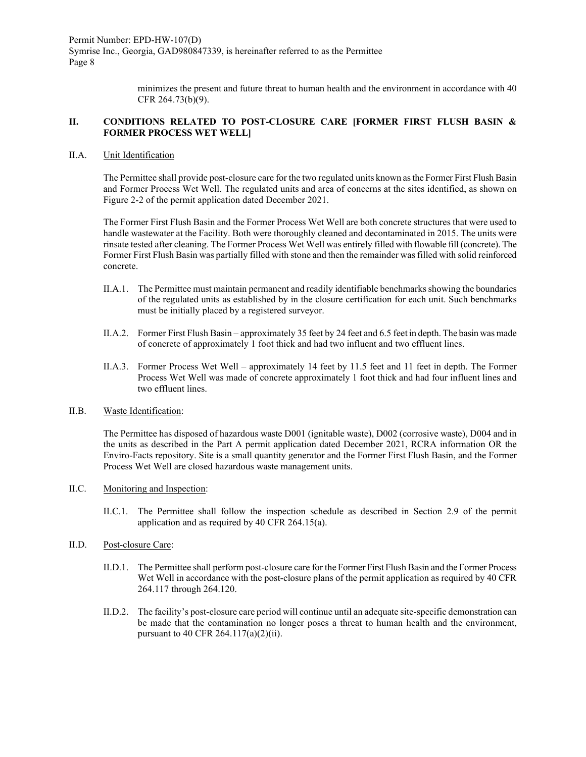minimizes the present and future threat to human health and the environment in accordance with 40 CFR 264.73(b)(9).

## II. CONDITIONS RELATED TO POST-CLOSURE CARE [FORMER FIRST FLUSH BASIN & FORMER PROCESS WET WELL]

II.A. Unit Identification

The Permittee shall provide post-closure care for the two regulated units known as the Former First Flush Basin and Former Process Wet Well. The regulated units and area of concerns at the sites identified, as shown on Figure 2-2 of the permit application dated December 2021.

The Former First Flush Basin and the Former Process Wet Well are both concrete structures that were used to handle wastewater at the Facility. Both were thoroughly cleaned and decontaminated in 2015. The units were rinsate tested after cleaning. The Former Process Wet Well was entirely filled with flowable fill (concrete). The Former First Flush Basin was partially filled with stone and then the remainder was filled with solid reinforced concrete.

II.A.1. The Permittee must maintain permanent and readily identifiable benchmarks showing the boundaries of the regulated units as established by in the closure certification for each unit. Such benchmarks must be initially placed by a registered surveyor.

II.A.2. Former First Flush Basin – approximately 35 feet by 24 feet and 6.5 feet in depth. The basin was made of concrete of approximately 1 foot thick and had two influent and two effluent lines.

II.A.3. Former Process Wet Well – approximately 14 feet by 11.5 feet and 11 feet in depth. The Former Process Wet Well was made of concrete approximately 1 foot thick and had four influent lines and two effluent lines.

II.B. Waste Identification:

The Permittee has disposed of hazardous waste D001 (ignitable waste), D002 (corrosive waste), D004 and in the units as described in the Part A permit application dated December 2021, RCRA information OR the Enviro-Facts repository. Site is a small quantity generator and the Former First Flush Basin, and the Former Process Wet Well are closed hazardous waste management units.

II.C. Monitoring and Inspection:

II.C.1. The Permittee shall follow the inspection schedule as described in Section 2.9 of the permit application and as required by 40 CFR 264.15(a).

II.D. Post-closure Care:

II.D.1. The Permittee shall perform post-closure care for the Former First Flush Basin and the Former Process Wet Well in accordance with the post-closure plans of the permit application as required by 40 CFR 264.117 through 264.120.

II.D.2. The facility's post-closure care period will continue until an adequate site-specific demonstration can be made that the contamination no longer poses a threat to human health and the environment, pursuant to 40 CFR 264.117(a)(2)(ii).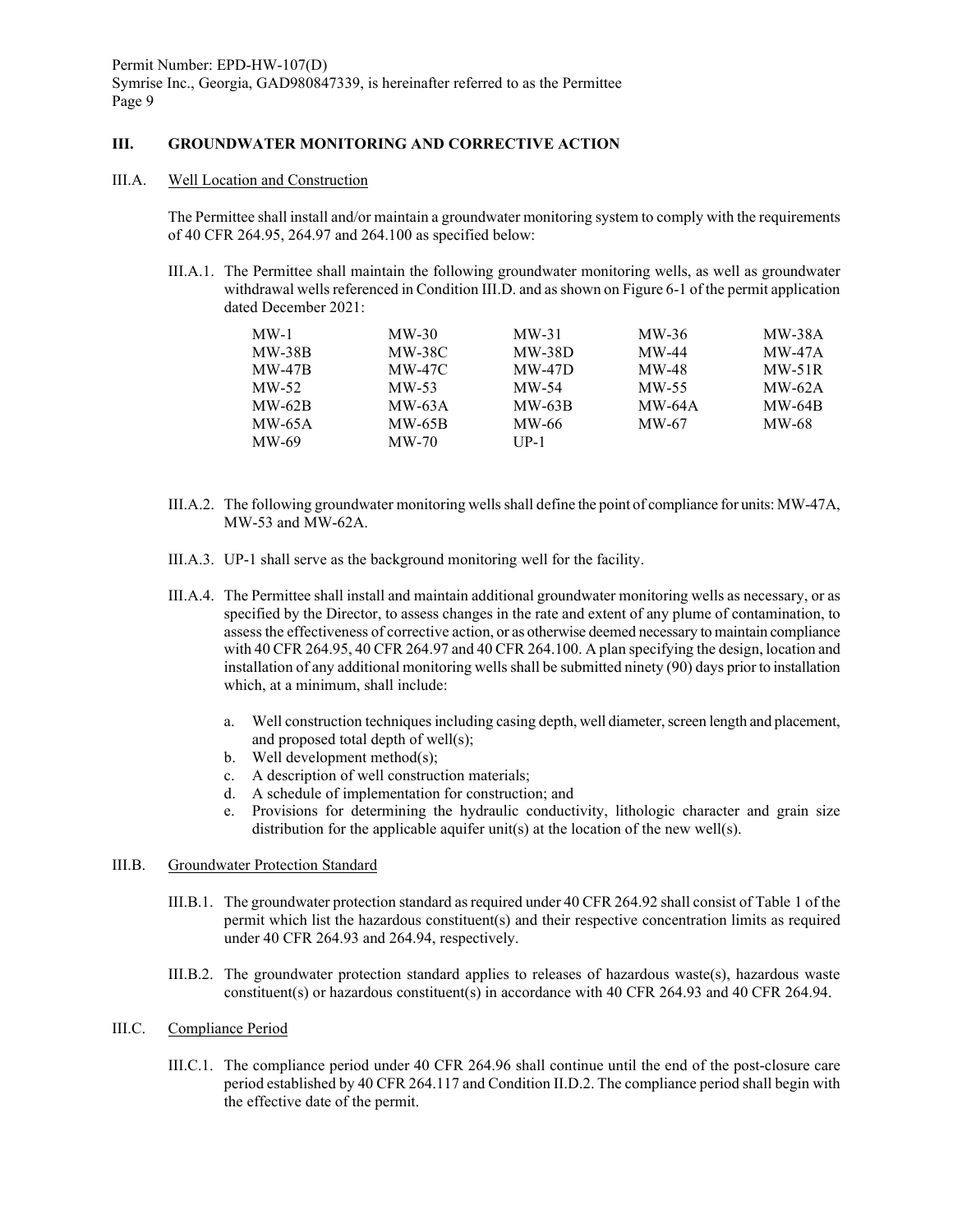## III. GROUNDWATER MONITORING AND CORRECTIVE ACTION

### III.A. Well Location and Construction

The Permittee shall install and/or maintain a groundwater monitoring system to comply with the requirements of 40 CFR 264.95, 264.97 and 264.100 as specified below:

III.A.1. The Permittee shall maintain the following groundwater monitoring wells, as well as groundwater withdrawal wells referenced in Condition III.D. and as shown on Figure 6-1 of the permit application dated December 2021:

| | | | | |
|---|---|---|---|---|
| MW-1 | MW-30 | MW-31 | MW-36 | MW-38A |
| MW-38B | MW-38C | MW-38D | MW-44 | MW-47A |
| MW-47B | MW-47C | MW-47D | MW-48 | MW-51R |
| MW-52 | MW-53 | MW-54 | MW-55 | MW-62A |
| MW-62B | MW-63A | MW-63B | MW-64A | MW-64B |
| MW-65A | MW-65B | MW-66 | MW-67 | MW-68 |
| MW-69 | MW-70 | UP-1 | | |

III.A.2. The following groundwater monitoring wells shall define the point of compliance for units: MW-47A, MW-53 and MW-62A.

III.A.3. UP-1 shall serve as the background monitoring well for the facility.

III.A.4. The Permittee shall install and maintain additional groundwater monitoring wells as necessary, or as specified by the Director, to assess changes in the rate and extent of any plume of contamination, to assess the effectiveness of corrective action, or as otherwise deemed necessary to maintain compliance with 40 CFR 264.95, 40 CFR 264.97 and 40 CFR 264.100. A plan specifying the design, location and installation of any additional monitoring wells shall be submitted ninety (90) days prior to installation which, at a minimum, shall include:

a. Well construction techniques including casing depth, well diameter, screen length and placement, and proposed total depth of well(s);
b. Well development method(s);
c. A description of well construction materials;
d. A schedule of implementation for construction; and
e. Provisions for determining the hydraulic conductivity, lithologic character and grain size distribution for the applicable aquifer unit(s) at the location of the new well(s).

### III.B. Groundwater Protection Standard

III.B.1. The groundwater protection standard as required under 40 CFR 264.92 shall consist of Table 1 of the permit which list the hazardous constituent(s) and their respective concentration limits as required under 40 CFR 264.93 and 264.94, respectively.

III.B.2. The groundwater protection standard applies to releases of hazardous waste(s), hazardous waste constituent(s) or hazardous constituent(s) in accordance with 40 CFR 264.93 and 40 CFR 264.94.

### III.C. Compliance Period

III.C.1. The compliance period under 40 CFR 264.96 shall continue until the end of the post-closure care period established by 40 CFR 264.117 and Condition II.D.2. The compliance period shall begin with the effective date of the permit.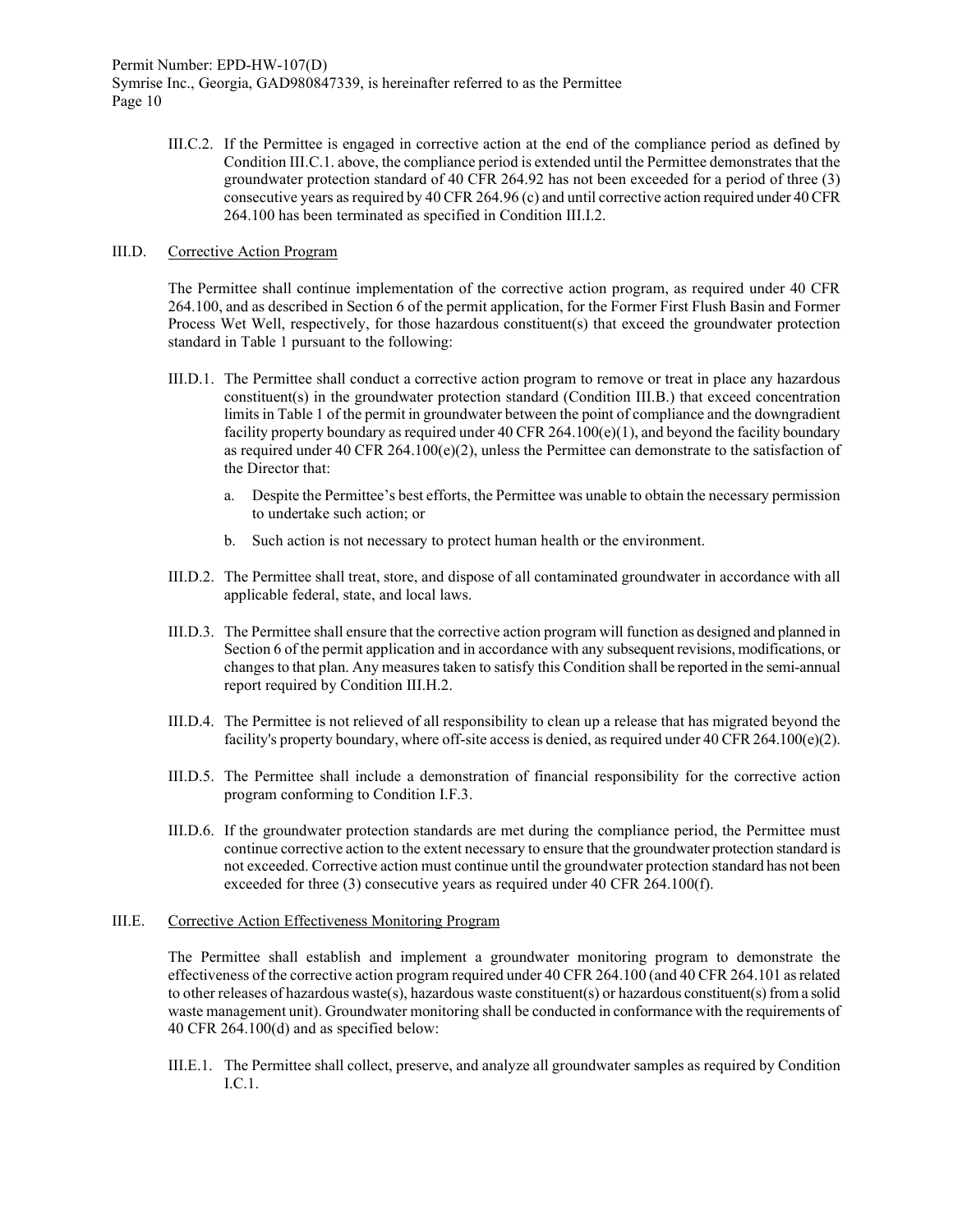III.C.2. If the Permittee is engaged in corrective action at the end of the compliance period as defined by Condition III.C.1. above, the compliance period is extended until the Permittee demonstrates that the groundwater protection standard of 40 CFR 264.92 has not been exceeded for a period of three (3) consecutive years as required by 40 CFR 264.96 (c) and until corrective action required under 40 CFR 264.100 has been terminated as specified in Condition III.I.2.

III.D. Corrective Action Program

The Permittee shall continue implementation of the corrective action program, as required under 40 CFR 264.100, and as described in Section 6 of the permit application, for the Former First Flush Basin and Former Process Wet Well, respectively, for those hazardous constituent(s) that exceed the groundwater protection standard in Table 1 pursuant to the following:

III.D.1. The Permittee shall conduct a corrective action program to remove or treat in place any hazardous constituent(s) in the groundwater protection standard (Condition III.B.) that exceed concentration limits in Table 1 of the permit in groundwater between the point of compliance and the downgradient facility property boundary as required under 40 CFR 264.100(e)(1), and beyond the facility boundary as required under 40 CFR 264.100(e)(2), unless the Permittee can demonstrate to the satisfaction of the Director that:

a. Despite the Permittee's best efforts, the Permittee was unable to obtain the necessary permission to undertake such action; or

b. Such action is not necessary to protect human health or the environment.

III.D.2. The Permittee shall treat, store, and dispose of all contaminated groundwater in accordance with all applicable federal, state, and local laws.

III.D.3. The Permittee shall ensure that the corrective action program will function as designed and planned in Section 6 of the permit application and in accordance with any subsequent revisions, modifications, or changes to that plan. Any measures taken to satisfy this Condition shall be reported in the semi-annual report required by Condition III.H.2.

III.D.4. The Permittee is not relieved of all responsibility to clean up a release that has migrated beyond the facility's property boundary, where off-site access is denied, as required under 40 CFR 264.100(e)(2).

III.D.5. The Permittee shall include a demonstration of financial responsibility for the corrective action program conforming to Condition I.F.3.

III.D.6. If the groundwater protection standards are met during the compliance period, the Permittee must continue corrective action to the extent necessary to ensure that the groundwater protection standard is not exceeded. Corrective action must continue until the groundwater protection standard has not been exceeded for three (3) consecutive years as required under 40 CFR 264.100(f).

III.E. Corrective Action Effectiveness Monitoring Program

The Permittee shall establish and implement a groundwater monitoring program to demonstrate the effectiveness of the corrective action program required under 40 CFR 264.100 (and 40 CFR 264.101 as related to other releases of hazardous waste(s), hazardous waste constituent(s) or hazardous constituent(s) from a solid waste management unit). Groundwater monitoring shall be conducted in conformance with the requirements of 40 CFR 264.100(d) and as specified below:

III.E.1. The Permittee shall collect, preserve, and analyze all groundwater samples as required by Condition I.C.1.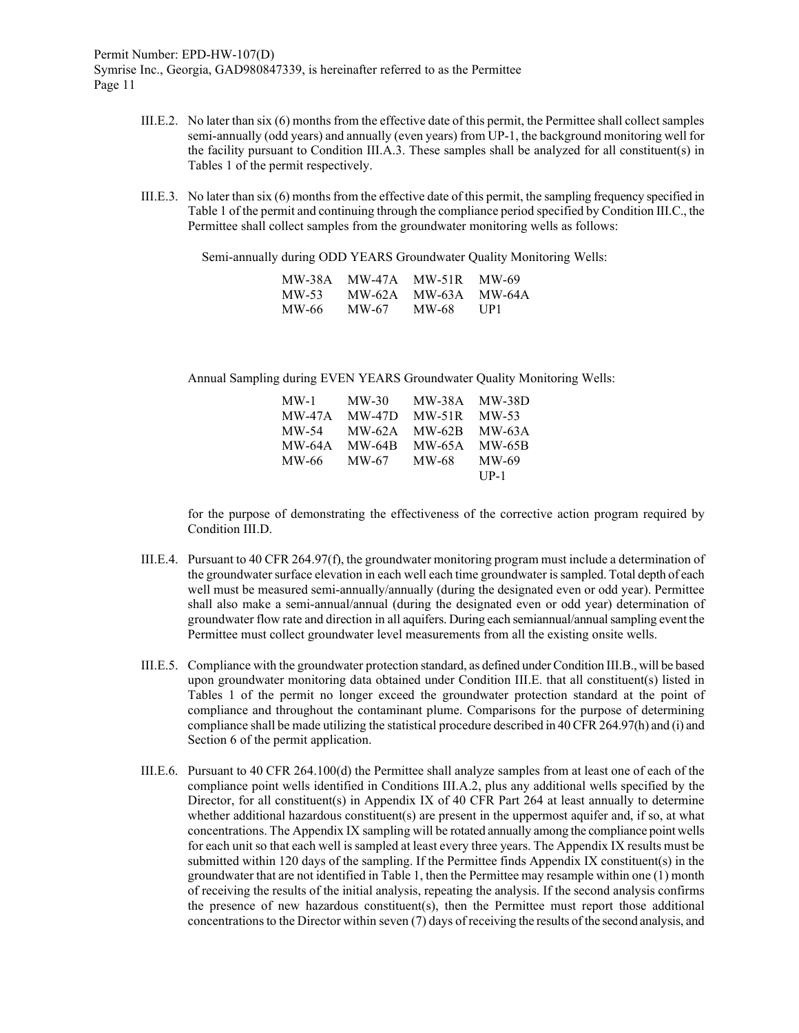III.E.2. No later than six (6) months from the effective date of this permit, the Permittee shall collect samples semi-annually (odd years) and annually (even years) from UP-1, the background monitoring well for the facility pursuant to Condition III.A.3. These samples shall be analyzed for all constituent(s) in Tables 1 of the permit respectively.

III.E.3. No later than six (6) months from the effective date of this permit, the sampling frequency specified in Table 1 of the permit and continuing through the compliance period specified by Condition III.C., the Permittee shall collect samples from the groundwater monitoring wells as follows:

Semi-annually during ODD YEARS Groundwater Quality Monitoring Wells:

| | | | |
|---|---|---|---|
| MW-38A | MW-47A | MW-51R | MW-69 |
| MW-53 | MW-62A | MW-63A | MW-64A |
| MW-66 | MW-67 | MW-68 | UP1 |

Annual Sampling during EVEN YEARS Groundwater Quality Monitoring Wells:

| | | | |
|---|---|---|---|
| MW-1 | MW-30 | MW-38A | MW-38D |
| MW-47A | MW-47D | MW-51R | MW-53 |
| MW-54 | MW-62A | MW-62B | MW-63A |
| MW-64A | MW-64B | MW-65A | MW-65B |
| MW-66 | MW-67 | MW-68 | MW-69 |
| | | | UP-1 |

for the purpose of demonstrating the effectiveness of the corrective action program required by Condition III.D.

III.E.4. Pursuant to 40 CFR 264.97(f), the groundwater monitoring program must include a determination of the groundwater surface elevation in each well each time groundwater is sampled. Total depth of each well must be measured semi-annually/annually (during the designated even or odd year). Permittee shall also make a semi-annual/annual (during the designated even or odd year) determination of groundwater flow rate and direction in all aquifers. During each semiannual/annual sampling event the Permittee must collect groundwater level measurements from all the existing onsite wells.

III.E.5. Compliance with the groundwater protection standard, as defined under Condition III.B., will be based upon groundwater monitoring data obtained under Condition III.E. that all constituent(s) listed in Tables 1 of the permit no longer exceed the groundwater protection standard at the point of compliance and throughout the contaminant plume. Comparisons for the purpose of determining compliance shall be made utilizing the statistical procedure described in 40 CFR 264.97(h) and (i) and Section 6 of the permit application.

III.E.6. Pursuant to 40 CFR 264.100(d) the Permittee shall analyze samples from at least one of each of the compliance point wells identified in Conditions III.A.2, plus any additional wells specified by the Director, for all constituent(s) in Appendix IX of 40 CFR Part 264 at least annually to determine whether additional hazardous constituent(s) are present in the uppermost aquifer and, if so, at what concentrations. The Appendix IX sampling will be rotated annually among the compliance point wells for each unit so that each well is sampled at least every three years. The Appendix IX results must be submitted within 120 days of the sampling. If the Permittee finds Appendix IX constituent(s) in the groundwater that are not identified in Table 1, then the Permittee may resample within one (1) month of receiving the results of the initial analysis, repeating the analysis. If the second analysis confirms the presence of new hazardous constituent(s), then the Permittee must report those additional concentrations to the Director within seven (7) days of receiving the results of the second analysis, and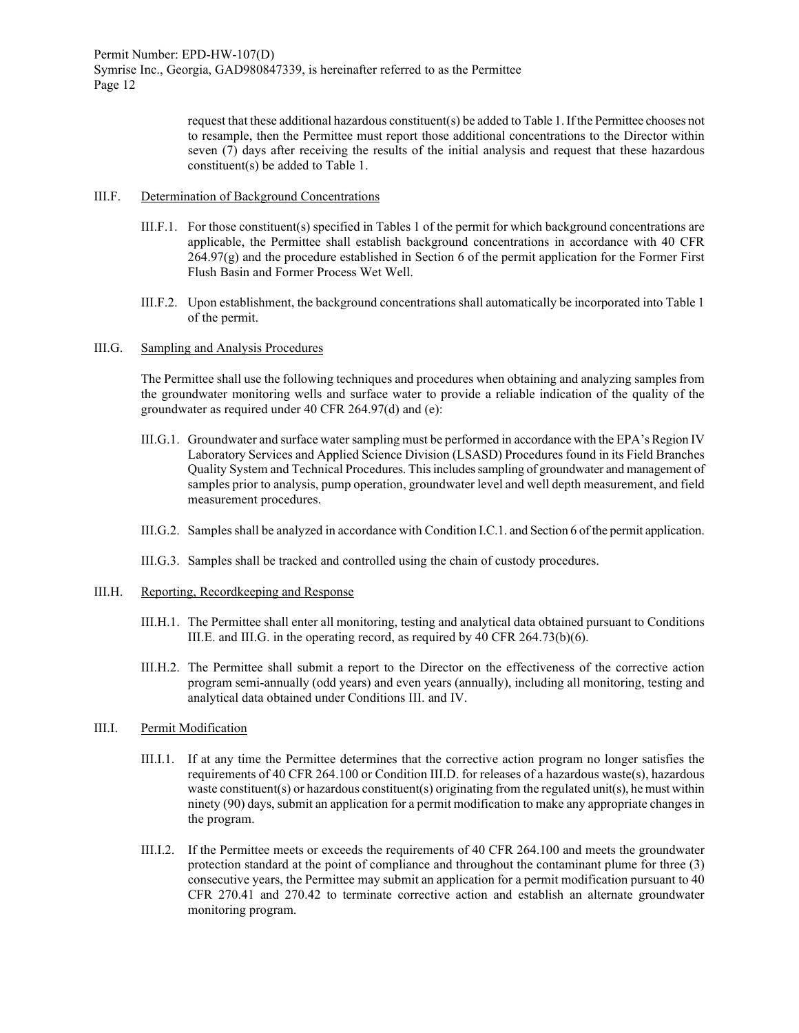request that these additional hazardous constituent(s) be added to Table 1. If the Permittee chooses not to resample, then the Permittee must report those additional concentrations to the Director within seven (7) days after receiving the results of the initial analysis and request that these hazardous constituent(s) be added to Table 1.

III.F. Determination of Background Concentrations

III.F.1. For those constituent(s) specified in Tables 1 of the permit for which background concentrations are applicable, the Permittee shall establish background concentrations in accordance with 40 CFR 264.97(g) and the procedure established in Section 6 of the permit application for the Former First Flush Basin and Former Process Wet Well.

III.F.2. Upon establishment, the background concentrations shall automatically be incorporated into Table 1 of the permit.

III.G. Sampling and Analysis Procedures

The Permittee shall use the following techniques and procedures when obtaining and analyzing samples from the groundwater monitoring wells and surface water to provide a reliable indication of the quality of the groundwater as required under 40 CFR 264.97(d) and (e):

III.G.1. Groundwater and surface water sampling must be performed in accordance with the EPA's Region IV Laboratory Services and Applied Science Division (LSASD) Procedures found in its Field Branches Quality System and Technical Procedures. This includes sampling of groundwater and management of samples prior to analysis, pump operation, groundwater level and well depth measurement, and field measurement procedures.

III.G.2. Samples shall be analyzed in accordance with Condition I.C.1. and Section 6 of the permit application.

III.G.3. Samples shall be tracked and controlled using the chain of custody procedures.

III.H. Reporting, Recordkeeping and Response

III.H.1. The Permittee shall enter all monitoring, testing and analytical data obtained pursuant to Conditions III.E. and III.G. in the operating record, as required by 40 CFR 264.73(b)(6).

III.H.2. The Permittee shall submit a report to the Director on the effectiveness of the corrective action program semi-annually (odd years) and even years (annually), including all monitoring, testing and analytical data obtained under Conditions III. and IV.

III.I. Permit Modification

III.I.1. If at any time the Permittee determines that the corrective action program no longer satisfies the requirements of 40 CFR 264.100 or Condition III.D. for releases of a hazardous waste(s), hazardous waste constituent(s) or hazardous constituent(s) originating from the regulated unit(s), he must within ninety (90) days, submit an application for a permit modification to make any appropriate changes in the program.

III.I.2. If the Permittee meets or exceeds the requirements of 40 CFR 264.100 and meets the groundwater protection standard at the point of compliance and throughout the contaminant plume for three (3) consecutive years, the Permittee may submit an application for a permit modification pursuant to 40 CFR 270.41 and 270.42 to terminate corrective action and establish an alternate groundwater monitoring program.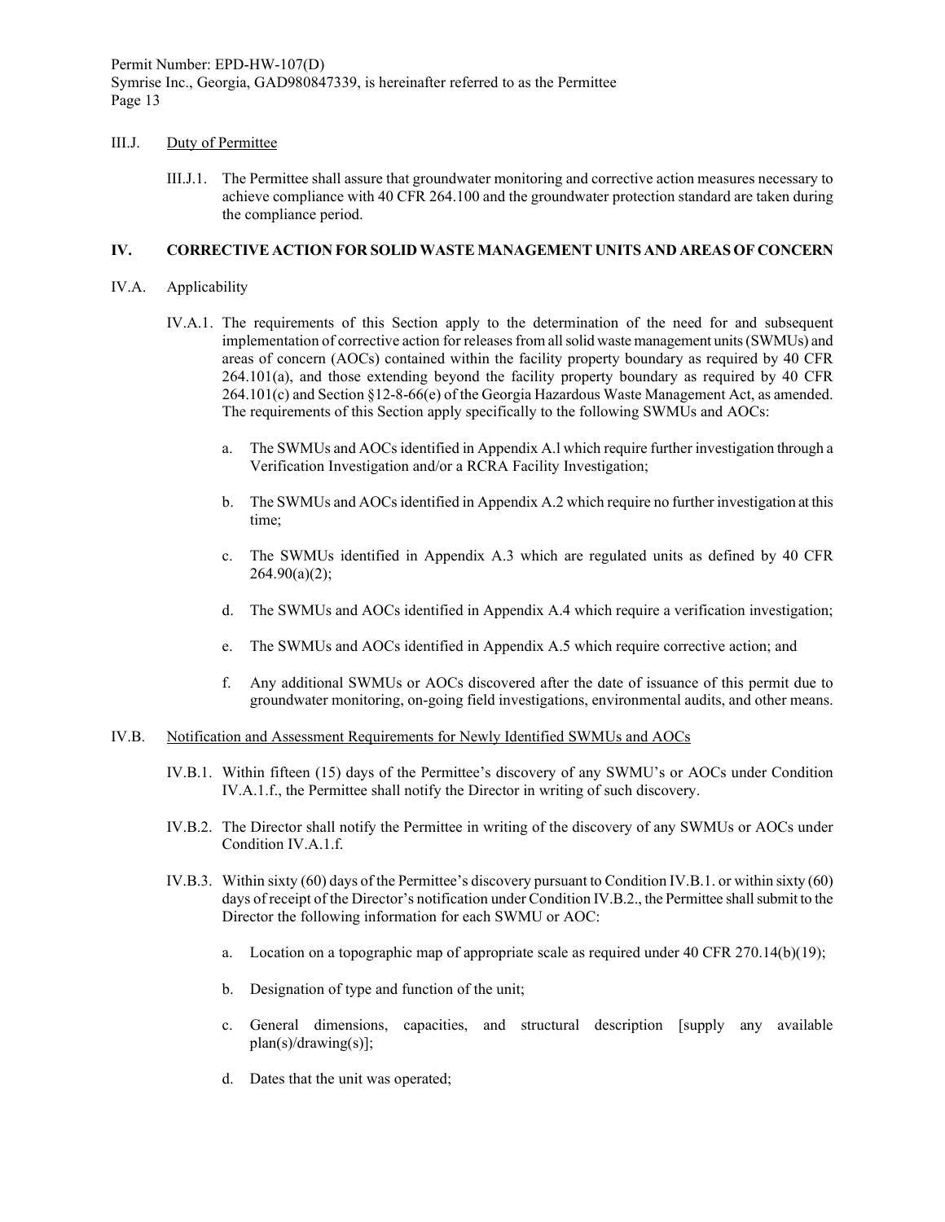III.J. Duty of Permittee

III.J.1. The Permittee shall assure that groundwater monitoring and corrective action measures necessary to achieve compliance with 40 CFR 264.100 and the groundwater protection standard are taken during the compliance period.

## IV. CORRECTIVE ACTION FOR SOLID WASTE MANAGEMENT UNITS AND AREAS OF CONCERN

IV.A. Applicability

IV.A.1. The requirements of this Section apply to the determination of the need for and subsequent implementation of corrective action for releases from all solid waste management units (SWMUs) and areas of concern (AOCs) contained within the facility property boundary as required by 40 CFR 264.101(a), and those extending beyond the facility property boundary as required by 40 CFR 264.101(c) and Section §12-8-66(e) of the Georgia Hazardous Waste Management Act, as amended. The requirements of this Section apply specifically to the following SWMUs and AOCs:

a. The SWMUs and AOCs identified in Appendix A.l which require further investigation through a Verification Investigation and/or a RCRA Facility Investigation;

b. The SWMUs and AOCs identified in Appendix A.2 which require no further investigation at this time;

c. The SWMUs identified in Appendix A.3 which are regulated units as defined by 40 CFR 264.90(a)(2);

d. The SWMUs and AOCs identified in Appendix A.4 which require a verification investigation;

e. The SWMUs and AOCs identified in Appendix A.5 which require corrective action; and

f. Any additional SWMUs or AOCs discovered after the date of issuance of this permit due to groundwater monitoring, on-going field investigations, environmental audits, and other means.

IV.B. Notification and Assessment Requirements for Newly Identified SWMUs and AOCs

IV.B.1. Within fifteen (15) days of the Permittee's discovery of any SWMU's or AOCs under Condition IV.A.1.f., the Permittee shall notify the Director in writing of such discovery.

IV.B.2. The Director shall notify the Permittee in writing of the discovery of any SWMUs or AOCs under Condition IV.A.1.f.

IV.B.3. Within sixty (60) days of the Permittee's discovery pursuant to Condition IV.B.1. or within sixty (60) days of receipt of the Director's notification under Condition IV.B.2., the Permittee shall submit to the Director the following information for each SWMU or AOC:

a. Location on a topographic map of appropriate scale as required under 40 CFR 270.14(b)(19);

b. Designation of type and function of the unit;

c. General dimensions, capacities, and structural description [supply any available plan(s)/drawing(s)];

d. Dates that the unit was operated;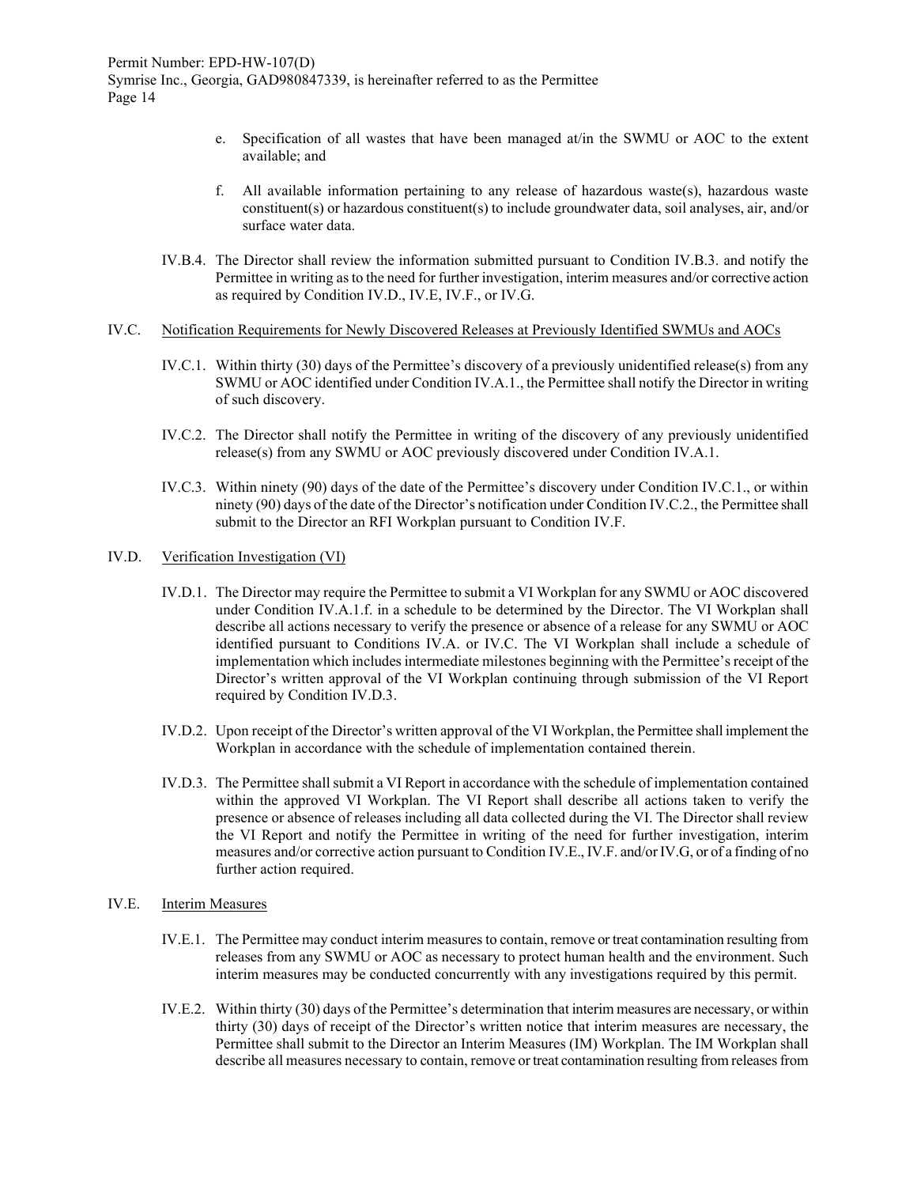e. Specification of all wastes that have been managed at/in the SWMU or AOC to the extent available; and

f. All available information pertaining to any release of hazardous waste(s), hazardous waste constituent(s) or hazardous constituent(s) to include groundwater data, soil analyses, air, and/or surface water data.

IV.B.4. The Director shall review the information submitted pursuant to Condition IV.B.3. and notify the Permittee in writing as to the need for further investigation, interim measures and/or corrective action as required by Condition IV.D., IV.E, IV.F., or IV.G.

IV.C. Notification Requirements for Newly Discovered Releases at Previously Identified SWMUs and AOCs

IV.C.1. Within thirty (30) days of the Permittee's discovery of a previously unidentified release(s) from any SWMU or AOC identified under Condition IV.A.1., the Permittee shall notify the Director in writing of such discovery.

IV.C.2. The Director shall notify the Permittee in writing of the discovery of any previously unidentified release(s) from any SWMU or AOC previously discovered under Condition IV.A.1.

IV.C.3. Within ninety (90) days of the date of the Permittee's discovery under Condition IV.C.1., or within ninety (90) days of the date of the Director's notification under Condition IV.C.2., the Permittee shall submit to the Director an RFI Workplan pursuant to Condition IV.F.

IV.D. Verification Investigation (VI)

IV.D.1. The Director may require the Permittee to submit a VI Workplan for any SWMU or AOC discovered under Condition IV.A.1.f. in a schedule to be determined by the Director. The VI Workplan shall describe all actions necessary to verify the presence or absence of a release for any SWMU or AOC identified pursuant to Conditions IV.A. or IV.C. The VI Workplan shall include a schedule of implementation which includes intermediate milestones beginning with the Permittee's receipt of the Director's written approval of the VI Workplan continuing through submission of the VI Report required by Condition IV.D.3.

IV.D.2. Upon receipt of the Director's written approval of the VI Workplan, the Permittee shall implement the Workplan in accordance with the schedule of implementation contained therein.

IV.D.3. The Permittee shall submit a VI Report in accordance with the schedule of implementation contained within the approved VI Workplan. The VI Report shall describe all actions taken to verify the presence or absence of releases including all data collected during the VI. The Director shall review the VI Report and notify the Permittee in writing of the need for further investigation, interim measures and/or corrective action pursuant to Condition IV.E., IV.F. and/or IV.G, or of a finding of no further action required.

IV.E. Interim Measures

IV.E.1. The Permittee may conduct interim measures to contain, remove or treat contamination resulting from releases from any SWMU or AOC as necessary to protect human health and the environment. Such interim measures may be conducted concurrently with any investigations required by this permit.

IV.E.2. Within thirty (30) days of the Permittee's determination that interim measures are necessary, or within thirty (30) days of receipt of the Director's written notice that interim measures are necessary, the Permittee shall submit to the Director an Interim Measures (IM) Workplan. The IM Workplan shall describe all measures necessary to contain, remove or treat contamination resulting from releases from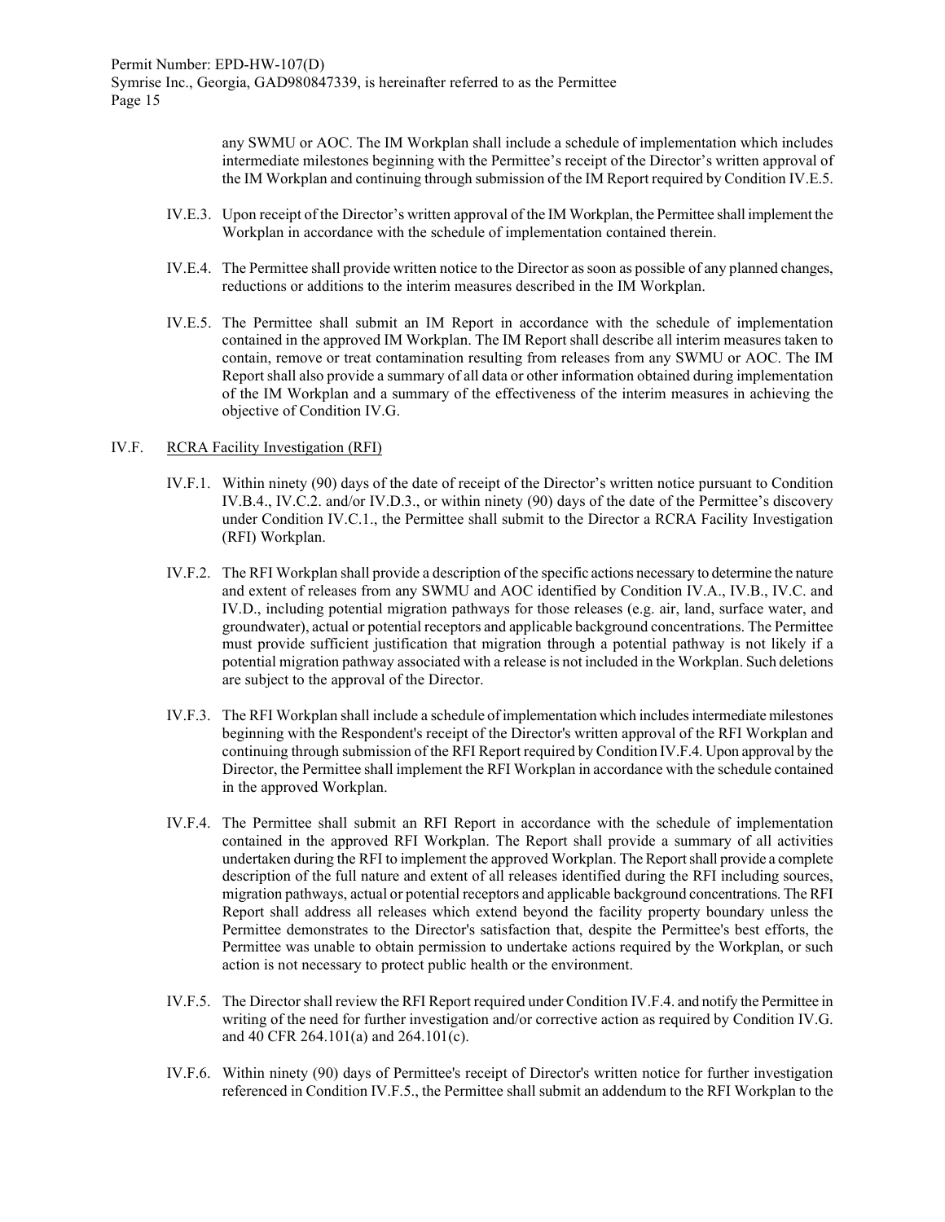any SWMU or AOC. The IM Workplan shall include a schedule of implementation which includes intermediate milestones beginning with the Permittee's receipt of the Director's written approval of the IM Workplan and continuing through submission of the IM Report required by Condition IV.E.5.

IV.E.3. Upon receipt of the Director's written approval of the IM Workplan, the Permittee shall implement the Workplan in accordance with the schedule of implementation contained therein.

IV.E.4. The Permittee shall provide written notice to the Director as soon as possible of any planned changes, reductions or additions to the interim measures described in the IM Workplan.

IV.E.5. The Permittee shall submit an IM Report in accordance with the schedule of implementation contained in the approved IM Workplan. The IM Report shall describe all interim measures taken to contain, remove or treat contamination resulting from releases from any SWMU or AOC. The IM Report shall also provide a summary of all data or other information obtained during implementation of the IM Workplan and a summary of the effectiveness of the interim measures in achieving the objective of Condition IV.G.

IV.F. <u>RCRA Facility Investigation (RFI)</u>

IV.F.1. Within ninety (90) days of the date of receipt of the Director's written notice pursuant to Condition IV.B.4., IV.C.2. and/or IV.D.3., or within ninety (90) days of the date of the Permittee's discovery under Condition IV.C.1., the Permittee shall submit to the Director a RCRA Facility Investigation (RFI) Workplan.

IV.F.2. The RFI Workplan shall provide a description of the specific actions necessary to determine the nature and extent of releases from any SWMU and AOC identified by Condition IV.A., IV.B., IV.C. and IV.D., including potential migration pathways for those releases (e.g. air, land, surface water, and groundwater), actual or potential receptors and applicable background concentrations. The Permittee must provide sufficient justification that migration through a potential pathway is not likely if a potential migration pathway associated with a release is not included in the Workplan. Such deletions are subject to the approval of the Director.

IV.F.3. The RFI Workplan shall include a schedule of implementation which includes intermediate milestones beginning with the Respondent's receipt of the Director's written approval of the RFI Workplan and continuing through submission of the RFI Report required by Condition IV.F.4. Upon approval by the Director, the Permittee shall implement the RFI Workplan in accordance with the schedule contained in the approved Workplan.

IV.F.4. The Permittee shall submit an RFI Report in accordance with the schedule of implementation contained in the approved RFI Workplan. The Report shall provide a summary of all activities undertaken during the RFI to implement the approved Workplan. The Report shall provide a complete description of the full nature and extent of all releases identified during the RFI including sources, migration pathways, actual or potential receptors and applicable background concentrations. The RFI Report shall address all releases which extend beyond the facility property boundary unless the Permittee demonstrates to the Director's satisfaction that, despite the Permittee's best efforts, the Permittee was unable to obtain permission to undertake actions required by the Workplan, or such action is not necessary to protect public health or the environment.

IV.F.5. The Director shall review the RFI Report required under Condition IV.F.4. and notify the Permittee in writing of the need for further investigation and/or corrective action as required by Condition IV.G. and 40 CFR 264.101(a) and 264.101(c).

IV.F.6. Within ninety (90) days of Permittee's receipt of Director's written notice for further investigation referenced in Condition IV.F.5., the Permittee shall submit an addendum to the RFI Workplan to the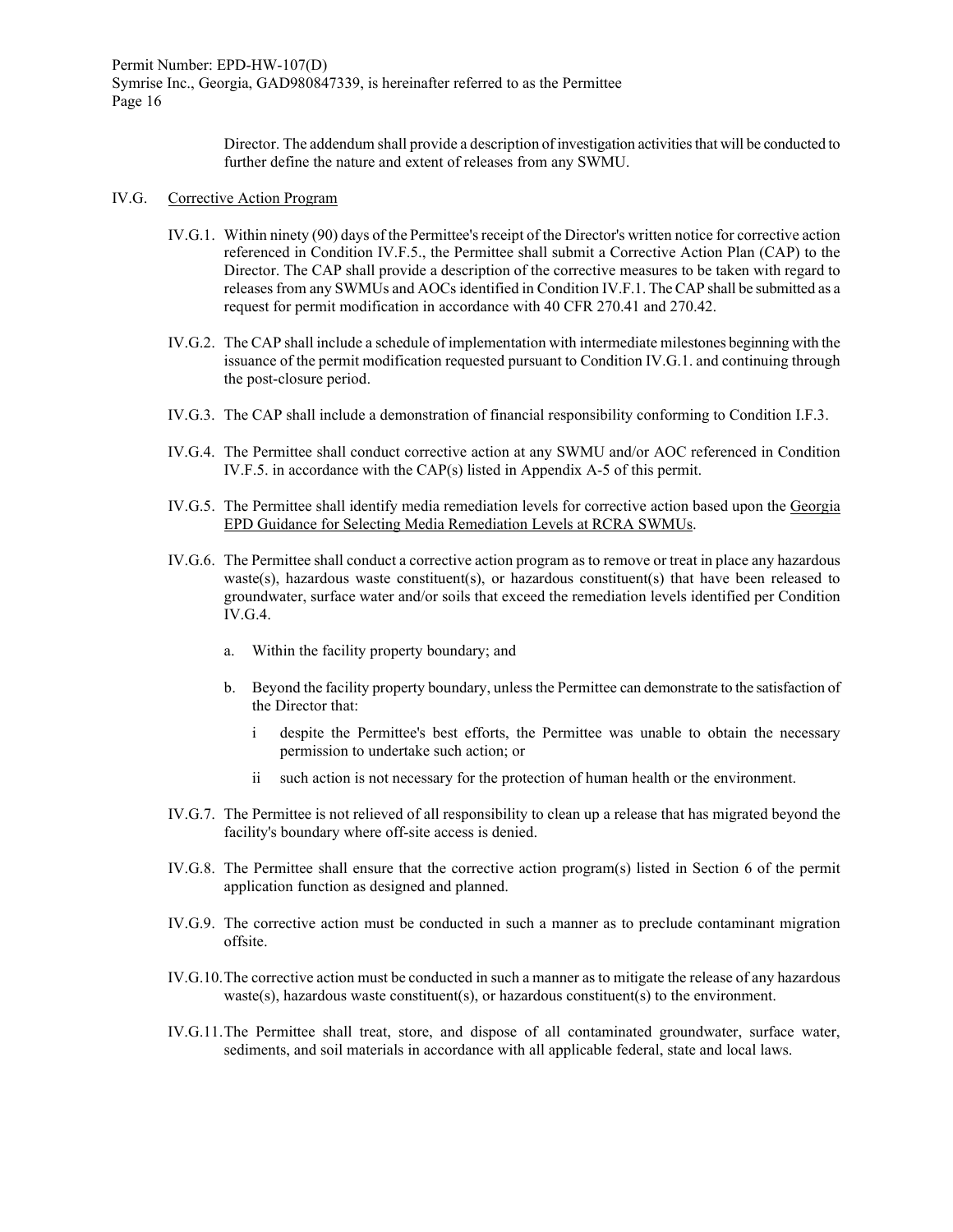Director. The addendum shall provide a description of investigation activities that will be conducted to further define the nature and extent of releases from any SWMU.

IV.G. Corrective Action Program

IV.G.1. Within ninety (90) days of the Permittee's receipt of the Director's written notice for corrective action referenced in Condition IV.F.5., the Permittee shall submit a Corrective Action Plan (CAP) to the Director. The CAP shall provide a description of the corrective measures to be taken with regard to releases from any SWMUs and AOCs identified in Condition IV.F.1. The CAP shall be submitted as a request for permit modification in accordance with 40 CFR 270.41 and 270.42.

IV.G.2. The CAP shall include a schedule of implementation with intermediate milestones beginning with the issuance of the permit modification requested pursuant to Condition IV.G.1. and continuing through the post-closure period.

IV.G.3. The CAP shall include a demonstration of financial responsibility conforming to Condition I.F.3.

IV.G.4. The Permittee shall conduct corrective action at any SWMU and/or AOC referenced in Condition IV.F.5. in accordance with the CAP(s) listed in Appendix A-5 of this permit.

IV.G.5. The Permittee shall identify media remediation levels for corrective action based upon the Georgia EPD Guidance for Selecting Media Remediation Levels at RCRA SWMUs.

IV.G.6. The Permittee shall conduct a corrective action program as to remove or treat in place any hazardous waste(s), hazardous waste constituent(s), or hazardous constituent(s) that have been released to groundwater, surface water and/or soils that exceed the remediation levels identified per Condition IV.G.4.

a. Within the facility property boundary; and

b. Beyond the facility property boundary, unless the Permittee can demonstrate to the satisfaction of the Director that:

   i despite the Permittee's best efforts, the Permittee was unable to obtain the necessary permission to undertake such action; or

   ii such action is not necessary for the protection of human health or the environment.

IV.G.7. The Permittee is not relieved of all responsibility to clean up a release that has migrated beyond the facility's boundary where off-site access is denied.

IV.G.8. The Permittee shall ensure that the corrective action program(s) listed in Section 6 of the permit application function as designed and planned.

IV.G.9. The corrective action must be conducted in such a manner as to preclude contaminant migration offsite.

IV.G.10. The corrective action must be conducted in such a manner as to mitigate the release of any hazardous waste(s), hazardous waste constituent(s), or hazardous constituent(s) to the environment.

IV.G.11. The Permittee shall treat, store, and dispose of all contaminated groundwater, surface water, sediments, and soil materials in accordance with all applicable federal, state and local laws.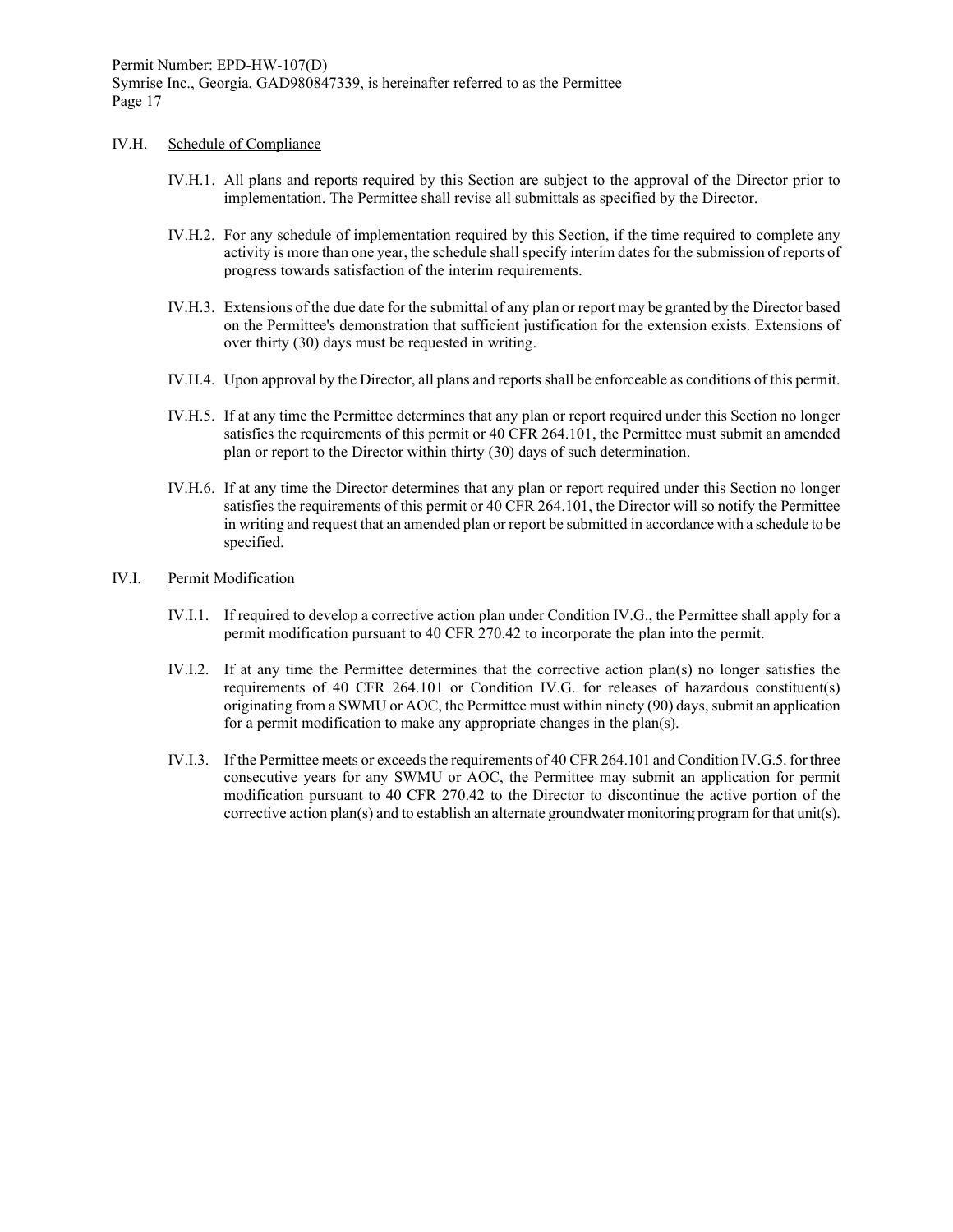## IV.H. Schedule of Compliance

IV.H.1. All plans and reports required by this Section are subject to the approval of the Director prior to implementation. The Permittee shall revise all submittals as specified by the Director.

IV.H.2. For any schedule of implementation required by this Section, if the time required to complete any activity is more than one year, the schedule shall specify interim dates for the submission of reports of progress towards satisfaction of the interim requirements.

IV.H.3. Extensions of the due date for the submittal of any plan or report may be granted by the Director based on the Permittee's demonstration that sufficient justification for the extension exists. Extensions of over thirty (30) days must be requested in writing.

IV.H.4. Upon approval by the Director, all plans and reports shall be enforceable as conditions of this permit.

IV.H.5. If at any time the Permittee determines that any plan or report required under this Section no longer satisfies the requirements of this permit or 40 CFR 264.101, the Permittee must submit an amended plan or report to the Director within thirty (30) days of such determination.

IV.H.6. If at any time the Director determines that any plan or report required under this Section no longer satisfies the requirements of this permit or 40 CFR 264.101, the Director will so notify the Permittee in writing and request that an amended plan or report be submitted in accordance with a schedule to be specified.

## IV.I. Permit Modification

IV.I.1. If required to develop a corrective action plan under Condition IV.G., the Permittee shall apply for a permit modification pursuant to 40 CFR 270.42 to incorporate the plan into the permit.

IV.I.2. If at any time the Permittee determines that the corrective action plan(s) no longer satisfies the requirements of 40 CFR 264.101 or Condition IV.G. for releases of hazardous constituent(s) originating from a SWMU or AOC, the Permittee must within ninety (90) days, submit an application for a permit modification to make any appropriate changes in the plan(s).

IV.I.3. If the Permittee meets or exceeds the requirements of 40 CFR 264.101 and Condition IV.G.5. for three consecutive years for any SWMU or AOC, the Permittee may submit an application for permit modification pursuant to 40 CFR 270.42 to the Director to discontinue the active portion of the corrective action plan(s) and to establish an alternate groundwater monitoring program for that unit(s).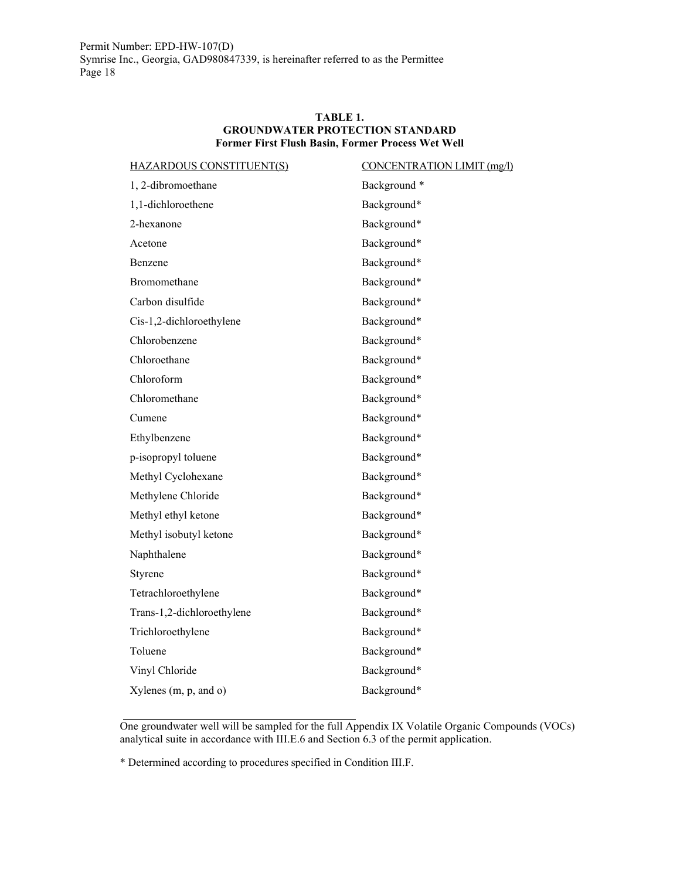**TABLE 1.**
**GROUNDWATER PROTECTION STANDARD**
**Former First Flush Basin, Former Process Wet Well**

| HAZARDOUS CONSTITUENT(S) | CONCENTRATION LIMIT (mg/l) |
|---|---|
| 1, 2-dibromoethane | Background * |
| 1,1-dichloroethene | Background* |
| 2-hexanone | Background* |
| Acetone | Background* |
| Benzene | Background* |
| Bromomethane | Background* |
| Carbon disulfide | Background* |
| Cis-1,2-dichloroethylene | Background* |
| Chlorobenzene | Background* |
| Chloroethane | Background* |
| Chloroform | Background* |
| Chloromethane | Background* |
| Cumene | Background* |
| Ethylbenzene | Background* |
| p-isopropyl toluene | Background* |
| Methyl Cyclohexane | Background* |
| Methylene Chloride | Background* |
| Methyl ethyl ketone | Background* |
| Methyl isobutyl ketone | Background* |
| Naphthalene | Background* |
| Styrene | Background* |
| Tetrachloroethylene | Background* |
| Trans-1,2-dichloroethylene | Background* |
| Trichloroethylene | Background* |
| Toluene | Background* |
| Vinyl Chloride | Background* |
| Xylenes (m, p, and o) | Background* |

One groundwater well will be sampled for the full Appendix IX Volatile Organic Compounds (VOCs) analytical suite in accordance with III.E.6 and Section 6.3 of the permit application.

* Determined according to procedures specified in Condition III.F.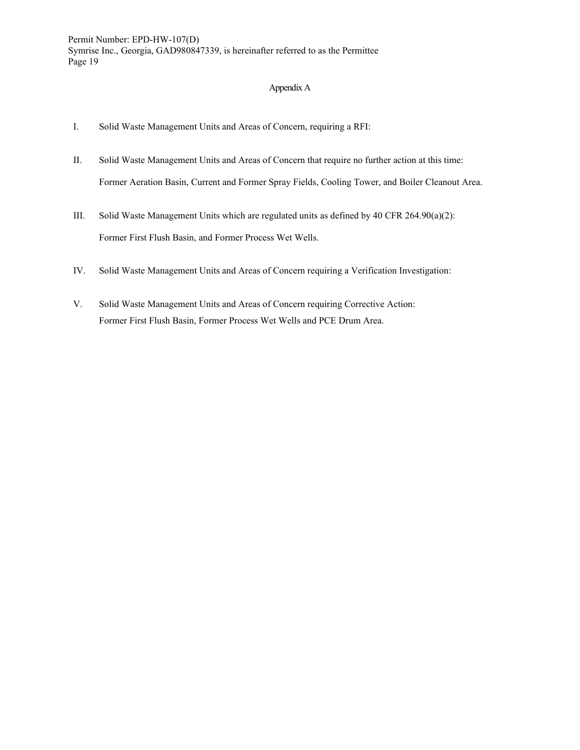## Appendix A

I. Solid Waste Management Units and Areas of Concern, requiring a RFI:

II. Solid Waste Management Units and Areas of Concern that require no further action at this time:

Former Aeration Basin, Current and Former Spray Fields, Cooling Tower, and Boiler Cleanout Area.

III. Solid Waste Management Units which are regulated units as defined by 40 CFR 264.90(a)(2):

Former First Flush Basin, and Former Process Wet Wells.

IV. Solid Waste Management Units and Areas of Concern requiring a Verification Investigation:

V. Solid Waste Management Units and Areas of Concern requiring Corrective Action:
Former First Flush Basin, Former Process Wet Wells and PCE Drum Area.